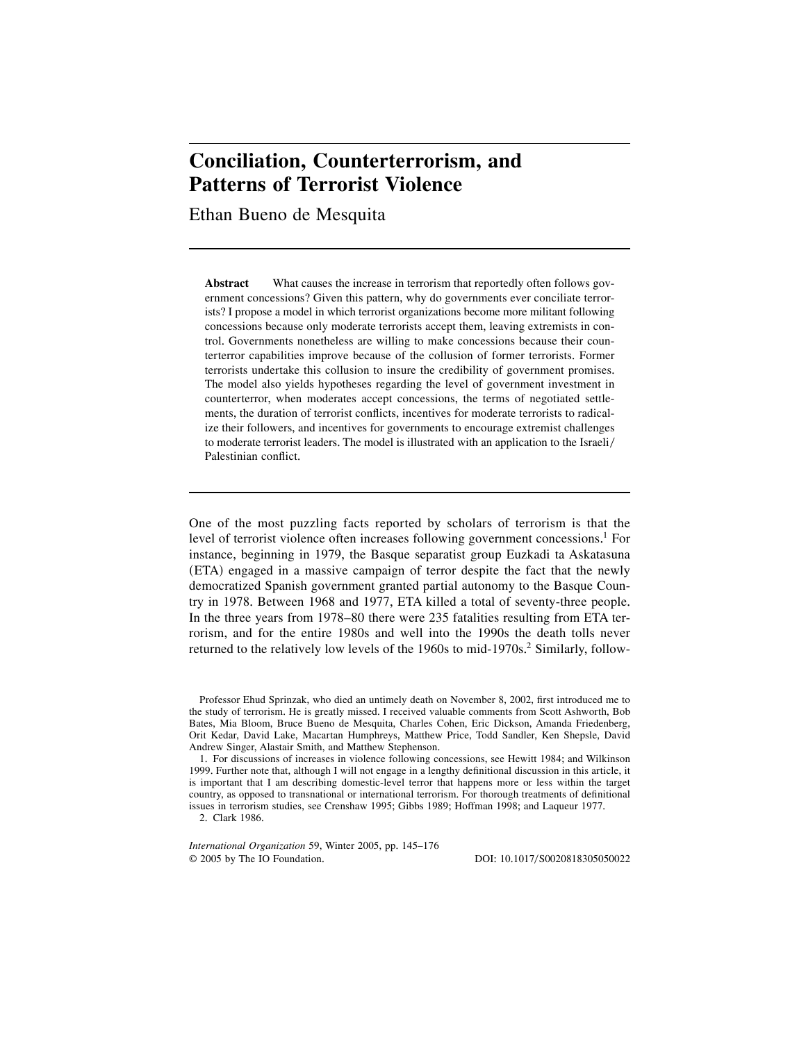# Conciliation, Counterterrorism, and Patterns of Terrorist Violence

Ethan Bueno de Mesquita

**Abstract** What causes the increase in terrorism that reportedly often follows government concessions? Given this pattern, why do governments ever conciliate terrorists? I propose a model in which terrorist organizations become more militant following concessions because only moderate terrorists accept them, leaving extremists in control. Governments nonetheless are willing to make concessions because their counterterror capabilities improve because of the collusion of former terrorists. Former terrorists undertake this collusion to insure the credibility of government promises. The model also yields hypotheses regarding the level of government investment in counterterror, when moderates accept concessions, the terms of negotiated settlements, the duration of terrorist conflicts, incentives for moderate terrorists to radicalize their followers, and incentives for governments to encourage extremist challenges to moderate terrorist leaders. The model is illustrated with an application to the Israeli/Palestinian conflict.

One of the most puzzling facts reported by scholars of terrorism is that the level of terrorist violence often increases following government concessions.[1] For instance, beginning in 1979, the Basque separatist group Euzkadi ta Askatasuna (ETA) engaged in a massive campaign of terror despite the fact that the newly democratized Spanish government granted partial autonomy to the Basque Country in 1978. Between 1968 and 1977, ETA killed a total of seventy-three people. In the three years from 1978–80 there were 235 fatalities resulting from ETA terrorism, and for the entire 1980s and well into the 1990s the death tolls never returned to the relatively low levels of the 1960s to mid-1970s.[2] Similarly, follow-

Professor Ehud Sprinzak, who died an untimely death on November 8, 2002, first introduced me to the study of terrorism. He is greatly missed. I received valuable comments from Scott Ashworth, Bob Bates, Mia Bloom, Bruce Bueno de Mesquita, Charles Cohen, Eric Dickson, Amanda Friedenberg, Orit Kedar, David Lake, Macartan Humphreys, Matthew Price, Todd Sandler, Ken Shepsle, David Andrew Singer, Alastair Smith, and Matthew Stephenson.

1. For discussions of increases in violence following concessions, see Hewitt 1984; and Wilkinson 1999. Further note that, although I will not engage in a lengthy definitional discussion in this article, it is important that I am describing domestic-level terror that happens more or less within the target country, as opposed to transnational or international terrorism. For thorough treatments of definitional issues in terrorism studies, see Crenshaw 1995; Gibbs 1989; Hoffman 1998; and Laqueur 1977.

2. Clark 1986.

*International Organization* 59, Winter 2005, pp. 145–176
© 2005 by The IO Foundation. DOI: 10.1017/S0020818305050022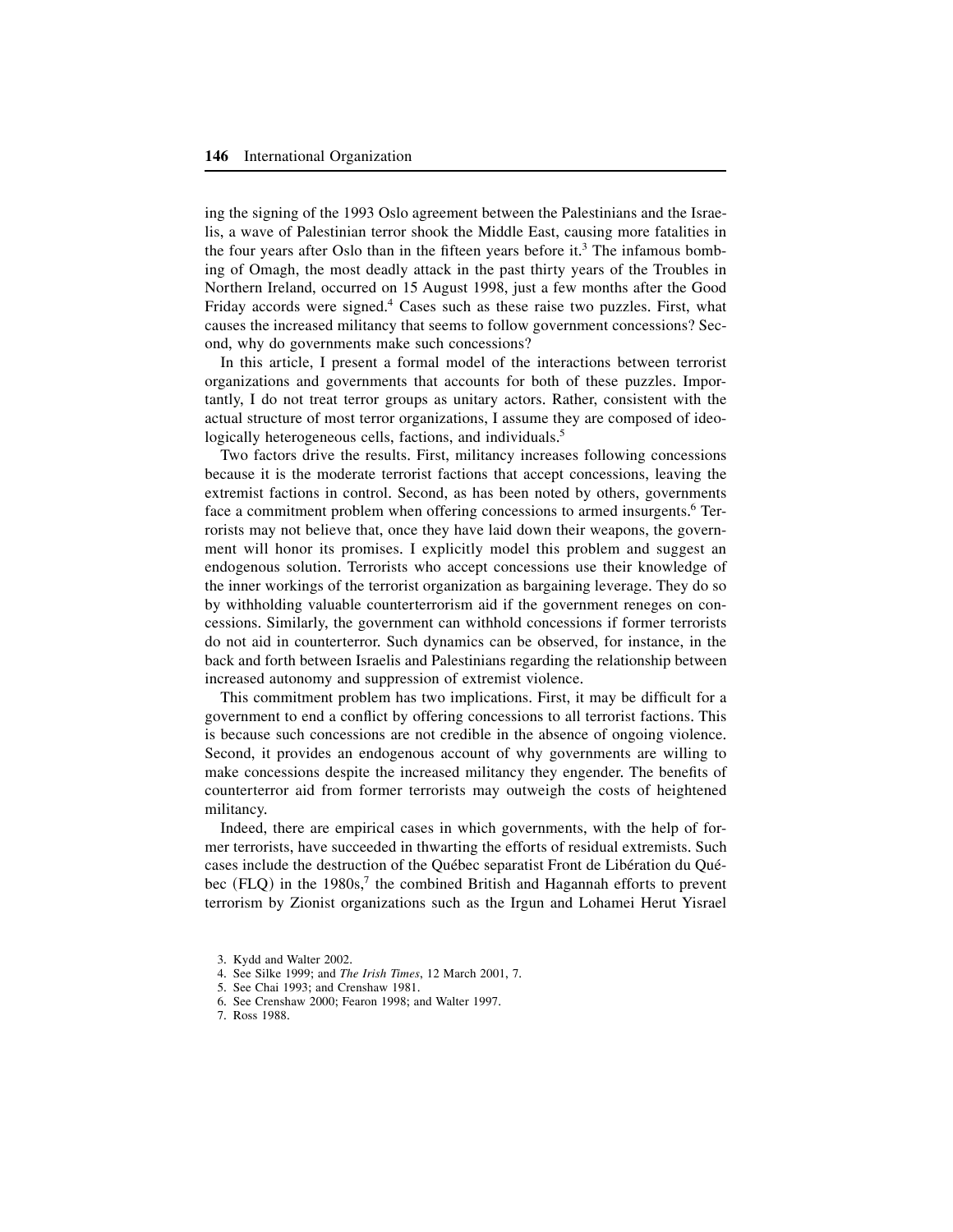ing the signing of the 1993 Oslo agreement between the Palestinians and the Israelis, a wave of Palestinian terror shook the Middle East, causing more fatalities in the four years after Oslo than in the fifteen years before it.[3] The infamous bombing of Omagh, the most deadly attack in the past thirty years of the Troubles in Northern Ireland, occurred on 15 August 1998, just a few months after the Good Friday accords were signed.[4] Cases such as these raise two puzzles. First, what causes the increased militancy that seems to follow government concessions? Second, why do governments make such concessions?

In this article, I present a formal model of the interactions between terrorist organizations and governments that accounts for both of these puzzles. Importantly, I do not treat terror groups as unitary actors. Rather, consistent with the actual structure of most terror organizations, I assume they are composed of ideologically heterogeneous cells, factions, and individuals.[5]

Two factors drive the results. First, militancy increases following concessions because it is the moderate terrorist factions that accept concessions, leaving the extremist factions in control. Second, as has been noted by others, governments face a commitment problem when offering concessions to armed insurgents.[6] Terrorists may not believe that, once they have laid down their weapons, the government will honor its promises. I explicitly model this problem and suggest an endogenous solution. Terrorists who accept concessions use their knowledge of the inner workings of the terrorist organization as bargaining leverage. They do so by withholding valuable counterterrorism aid if the government reneges on concessions. Similarly, the government can withhold concessions if former terrorists do not aid in counterterror. Such dynamics can be observed, for instance, in the back and forth between Israelis and Palestinians regarding the relationship between increased autonomy and suppression of extremist violence.

This commitment problem has two implications. First, it may be difficult for a government to end a conflict by offering concessions to all terrorist factions. This is because such concessions are not credible in the absence of ongoing violence. Second, it provides an endogenous account of why governments are willing to make concessions despite the increased militancy they engender. The benefits of counterterror aid from former terrorists may outweigh the costs of heightened militancy.

Indeed, there are empirical cases in which governments, with the help of former terrorists, have succeeded in thwarting the efforts of residual extremists. Such cases include the destruction of the Québec separatist Front de Libération du Québec (FLQ) in the 1980s,[7] the combined British and Hagannah efforts to prevent terrorism by Zionist organizations such as the Irgun and Lohamei Herut Yisrael

3. Kydd and Walter 2002.
4. See Silke 1999; and *The Irish Times*, 12 March 2001, 7.
5. See Chai 1993; and Crenshaw 1981.
6. See Crenshaw 2000; Fearon 1998; and Walter 1997.
7. Ross 1988.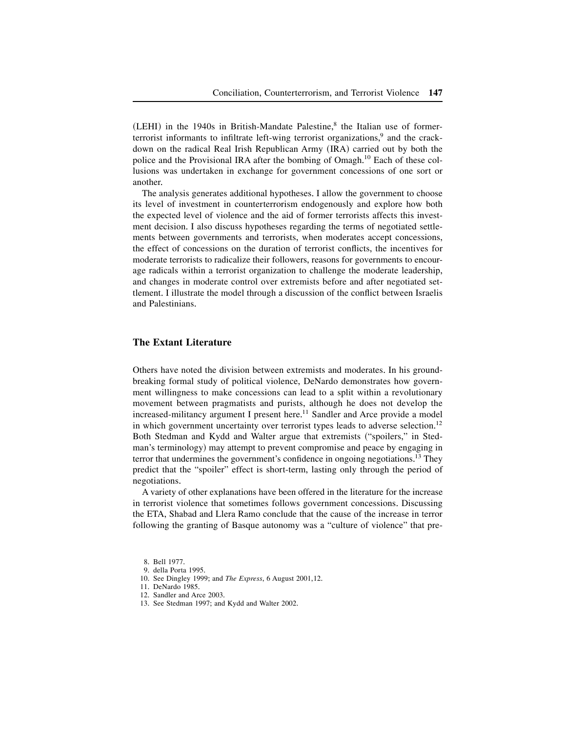(LEHI) in the 1940s in British-Mandate Palestine,[8] the Italian use of former-terrorist informants to infiltrate left-wing terrorist organizations,[9] and the crackdown on the radical Real Irish Republican Army (IRA) carried out by both the police and the Provisional IRA after the bombing of Omagh.[10] Each of these collusions was undertaken in exchange for government concessions of one sort or another.

The analysis generates additional hypotheses. I allow the government to choose its level of investment in counterterrorism endogenously and explore how both the expected level of violence and the aid of former terrorists affects this investment decision. I also discuss hypotheses regarding the terms of negotiated settlements between governments and terrorists, when moderates accept concessions, the effect of concessions on the duration of terrorist conflicts, the incentives for moderate terrorists to radicalize their followers, reasons for governments to encourage radicals within a terrorist organization to challenge the moderate leadership, and changes in moderate control over extremists before and after negotiated settlement. I illustrate the model through a discussion of the conflict between Israelis and Palestinians.

## The Extant Literature

Others have noted the division between extremists and moderates. In his groundbreaking formal study of political violence, DeNardo demonstrates how government willingness to make concessions can lead to a split within a revolutionary movement between pragmatists and purists, although he does not develop the increased-militancy argument I present here.[11] Sandler and Arce provide a model in which government uncertainty over terrorist types leads to adverse selection.[12] Both Stedman and Kydd and Walter argue that extremists ("spoilers," in Stedman's terminology) may attempt to prevent compromise and peace by engaging in terror that undermines the government's confidence in ongoing negotiations.[13] They predict that the "spoiler" effect is short-term, lasting only through the period of negotiations.

A variety of other explanations have been offered in the literature for the increase in terrorist violence that sometimes follows government concessions. Discussing the ETA, Shabad and Llera Ramo conclude that the cause of the increase in terror following the granting of Basque autonomy was a "culture of violence" that pre-

8. Bell 1977.
9. della Porta 1995.
10. See Dingley 1999; and *The Express*, 6 August 2001,12.
11. DeNardo 1985.
12. Sandler and Arce 2003.
13. See Stedman 1997; and Kydd and Walter 2002.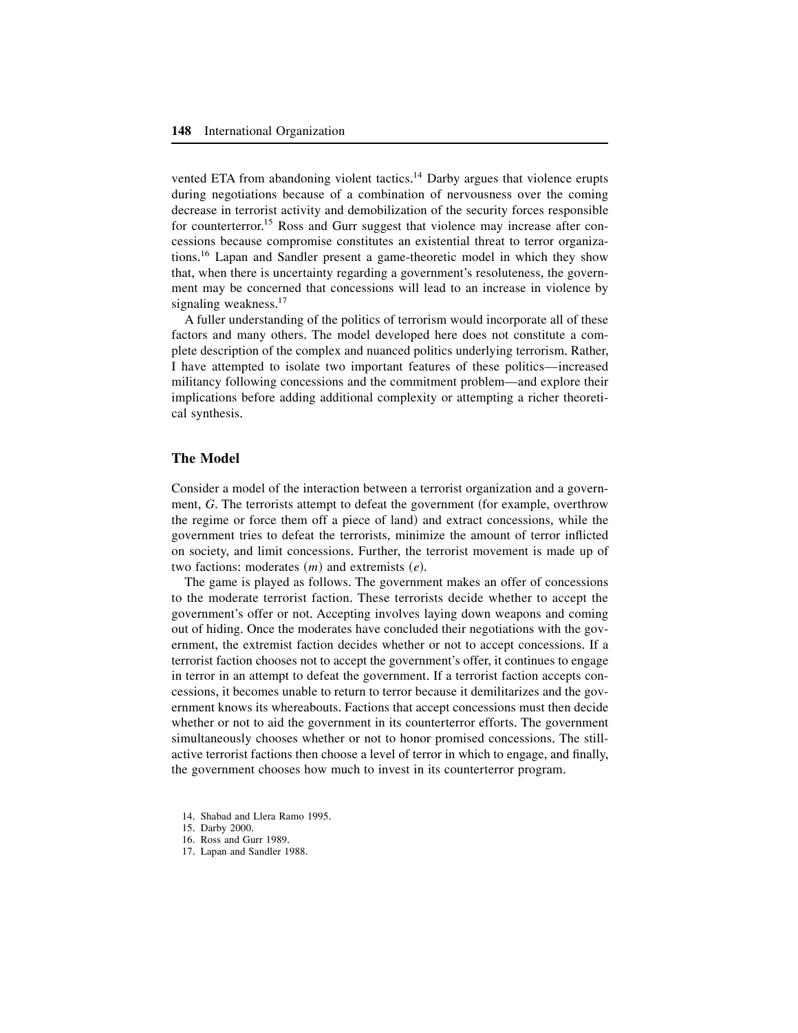vented ETA from abandoning violent tactics.[14] Darby argues that violence erupts during negotiations because of a combination of nervousness over the coming decrease in terrorist activity and demobilization of the security forces responsible for counterterror.[15] Ross and Gurr suggest that violence may increase after concessions because compromise constitutes an existential threat to terror organizations.[16] Lapan and Sandler present a game-theoretic model in which they show that, when there is uncertainty regarding a government's resoluteness, the government may be concerned that concessions will lead to an increase in violence by signaling weakness.[17]

A fuller understanding of the politics of terrorism would incorporate all of these factors and many others. The model developed here does not constitute a complete description of the complex and nuanced politics underlying terrorism. Rather, I have attempted to isolate two important features of these politics—increased militancy following concessions and the commitment problem—and explore their implications before adding additional complexity or attempting a richer theoretical synthesis.

## The Model

Consider a model of the interaction between a terrorist organization and a government, $G$. The terrorists attempt to defeat the government (for example, overthrow the regime or force them off a piece of land) and extract concessions, while the government tries to defeat the terrorists, minimize the amount of terror inflicted on society, and limit concessions. Further, the terrorist movement is made up of two factions: moderates ($m$) and extremists ($e$).

The game is played as follows. The government makes an offer of concessions to the moderate terrorist faction. These terrorists decide whether to accept the government's offer or not. Accepting involves laying down weapons and coming out of hiding. Once the moderates have concluded their negotiations with the government, the extremist faction decides whether or not to accept concessions. If a terrorist faction chooses not to accept the government's offer, it continues to engage in terror in an attempt to defeat the government. If a terrorist faction accepts concessions, it becomes unable to return to terror because it demilitarizes and the government knows its whereabouts. Factions that accept concessions must then decide whether or not to aid the government in its counterterror efforts. The government simultaneously chooses whether or not to honor promised concessions. The still-active terrorist factions then choose a level of terror in which to engage, and finally, the government chooses how much to invest in its counterterror program.

14. Shabad and Llera Ramo 1995.
15. Darby 2000.
16. Ross and Gurr 1989.
17. Lapan and Sandler 1988.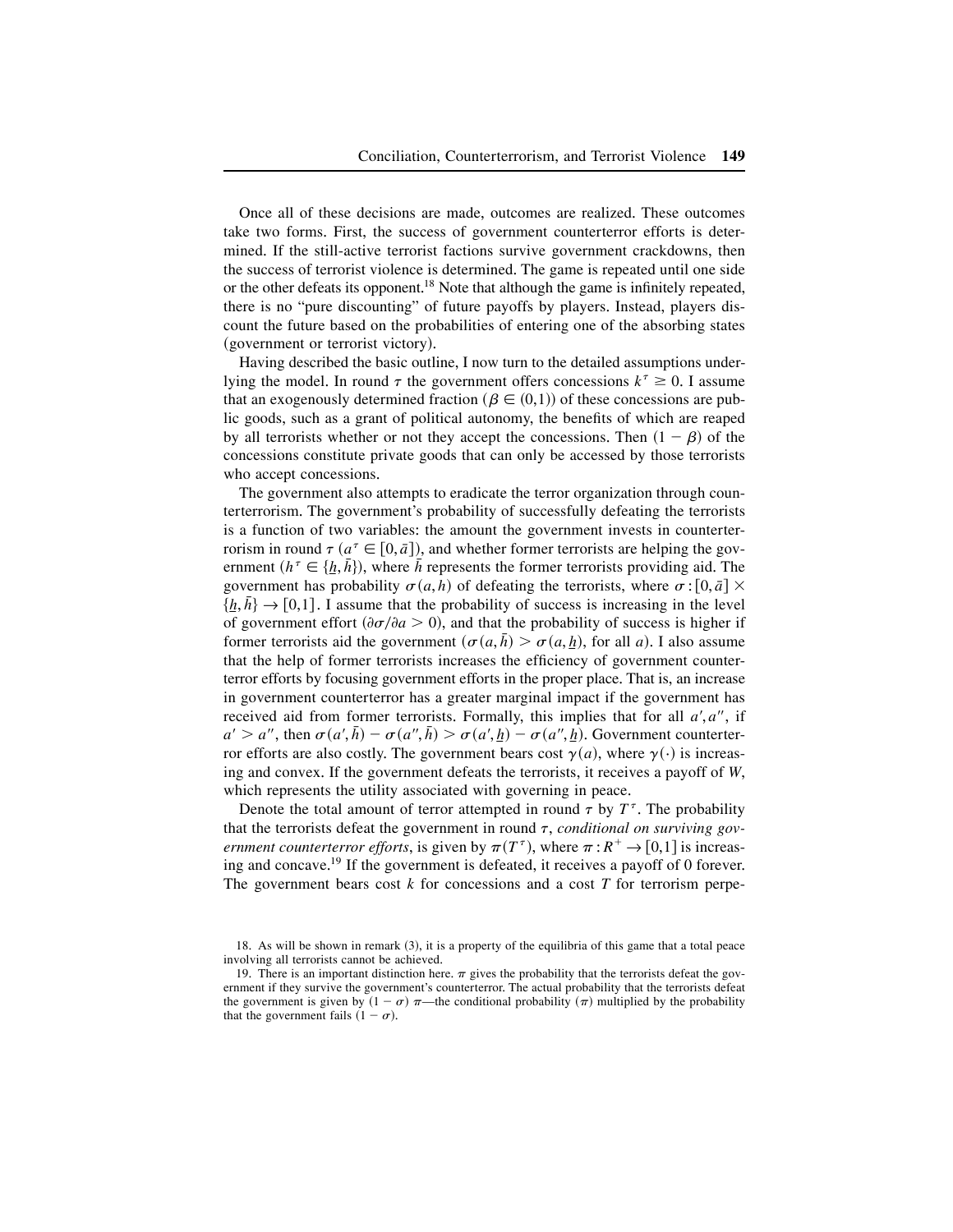Once all of these decisions are made, outcomes are realized. These outcomes take two forms. First, the success of government counterterror efforts is determined. If the still-active terrorist factions survive government crackdowns, then the success of terrorist violence is determined. The game is repeated until one side or the other defeats its opponent.[18] Note that although the game is infinitely repeated, there is no "pure discounting" of future payoffs by players. Instead, players discount the future based on the probabilities of entering one of the absorbing states (government or terrorist victory).

Having described the basic outline, I now turn to the detailed assumptions underlying the model. In round $\tau$ the government offers concessions $k^{\tau} \geq 0$. I assume that an exogenously determined fraction ($\beta \in (0,1)$) of these concessions are public goods, such as a grant of political autonomy, the benefits of which are reaped by all terrorists whether or not they accept the concessions. Then $(1 - \beta)$ of the concessions constitute private goods that can only be accessed by those terrorists who accept concessions.

The government also attempts to eradicate the terror organization through counterterrorism. The government's probability of successfully defeating the terrorists is a function of two variables: the amount the government invests in counterterrorism in round $\tau$ ($a^{\tau} \in [0, \bar{a}]$), and whether former terrorists are helping the government ($h^{\tau} \in \{\underline{h}, \bar{h}\}$), where $\bar{h}$ represents the former terrorists providing aid. The government has probability $\sigma(a, h)$ of defeating the terrorists, where $\sigma : [0, \bar{a}] \times \{\underline{h}, \bar{h}\} \rightarrow [0,1]$. I assume that the probability of success is increasing in the level of government effort ($\partial\sigma/\partial a > 0$), and that the probability of success is higher if former terrorists aid the government ($\sigma(a, \bar{h}) > \sigma(a, \underline{h})$, for all $a$). I also assume that the help of former terrorists increases the efficiency of government counterterror efforts by focusing government efforts in the proper place. That is, an increase in government counterterror has a greater marginal impact if the government has received aid from former terrorists. Formally, this implies that for all $a', a''$, if $a' > a''$, then $\sigma(a', \bar{h}) - \sigma(a'', \bar{h}) > \sigma(a', \underline{h}) - \sigma(a'', \underline{h})$. Government counterterror efforts are also costly. The government bears cost $\gamma(a)$, where $\gamma(\cdot)$ is increasing and convex. If the government defeats the terrorists, it receives a payoff of $W$, which represents the utility associated with governing in peace.

Denote the total amount of terror attempted in round $\tau$ by $T^{\tau}$. The probability that the terrorists defeat the government in round $\tau$, *conditional on surviving government counterterror efforts*, is given by $\pi(T^{\tau})$, where $\pi : R^{+} \rightarrow [0,1]$ is increasing and concave.[19] If the government is defeated, it receives a payoff of 0 forever. The government bears cost $k$ for concessions and a cost $T$ for terrorism perpe-

18. As will be shown in remark (3), it is a property of the equilibria of this game that a total peace involving all terrorists cannot be achieved.

19. There is an important distinction here. $\pi$ gives the probability that the terrorists defeat the government if they survive the government's counterterror. The actual probability that the terrorists defeat the government is given by $(1 - \sigma)\, \pi$—the conditional probability ($\pi$) multiplied by the probability that the government fails $(1 - \sigma)$.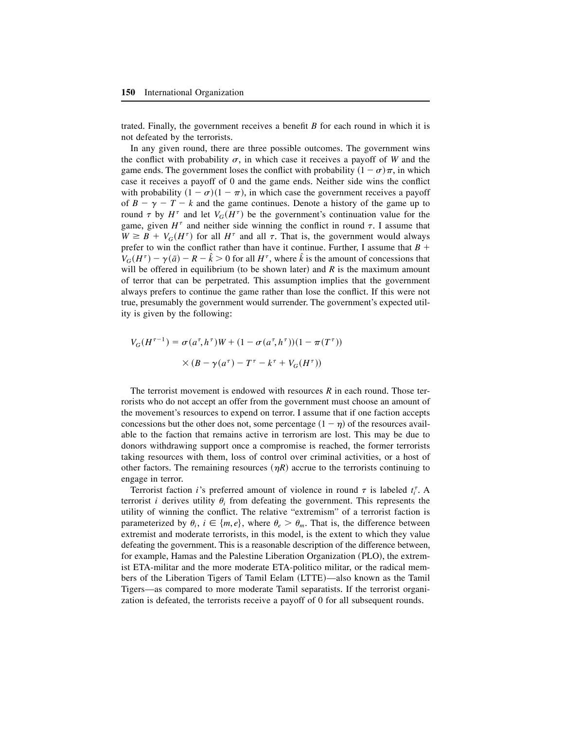trated. Finally, the government receives a benefit $B$ for each round in which it is not defeated by the terrorists.

In any given round, there are three possible outcomes. The government wins the conflict with probability $\sigma$, in which case it receives a payoff of $W$ and the game ends. The government loses the conflict with probability $(1 - \sigma)\pi$, in which case it receives a payoff of 0 and the game ends. Neither side wins the conflict with probability $(1 - \sigma)(1 - \pi)$, in which case the government receives a payoff of $B - \gamma - T - k$ and the game continues. Denote a history of the game up to round $\tau$ by $H^\tau$ and let $V_G(H^\tau)$ be the government's continuation value for the game, given $H^\tau$ and neither side winning the conflict in round $\tau$. I assume that $W \geq B + V_G(H^\tau)$ for all $H^\tau$ and all $\tau$. That is, the government would always prefer to win the conflict rather than have it continue. Further, I assume that $B + V_G(H^\tau) - \gamma(\bar{a}) - R - \hat{k} > 0$ for all $H^\tau$, where $\hat{k}$ is the amount of concessions that will be offered in equilibrium (to be shown later) and $R$ is the maximum amount of terror that can be perpetrated. This assumption implies that the government always prefers to continue the game rather than lose the conflict. If this were not true, presumably the government would surrender. The government's expected utility is given by the following:

$$V_G(H^{\tau-1}) = \sigma(a^\tau, h^\tau)W + (1 - \sigma(a^\tau, h^\tau))(1 - \pi(T^\tau))$$
$$\times (B - \gamma(a^\tau) - T^\tau - k^\tau + V_G(H^\tau))$$

The terrorist movement is endowed with resources $R$ in each round. Those terrorists who do not accept an offer from the government must choose an amount of the movement's resources to expend on terror. I assume that if one faction accepts concessions but the other does not, some percentage $(1 - \eta)$ of the resources available to the faction that remains active in terrorism are lost. This may be due to donors withdrawing support once a compromise is reached, the former terrorists taking resources with them, loss of control over criminal activities, or a host of other factors. The remaining resources $(\eta R)$ accrue to the terrorists continuing to engage in terror.

Terrorist faction $i$'s preferred amount of violence in round $\tau$ is labeled $t_i^\tau$. A terrorist $i$ derives utility $\theta_i$ from defeating the government. This represents the utility of winning the conflict. The relative "extremism" of a terrorist faction is parameterized by $\theta_i$, $i \in \{m, e\}$, where $\theta_e > \theta_m$. That is, the difference between extremist and moderate terrorists, in this model, is the extent to which they value defeating the government. This is a reasonable description of the difference between, for example, Hamas and the Palestine Liberation Organization (PLO), the extremist ETA-militar and the more moderate ETA-politico militar, or the radical members of the Liberation Tigers of Tamil Eelam (LTTE)—also known as the Tamil Tigers—as compared to more moderate Tamil separatists. If the terrorist organization is defeated, the terrorists receive a payoff of 0 for all subsequent rounds.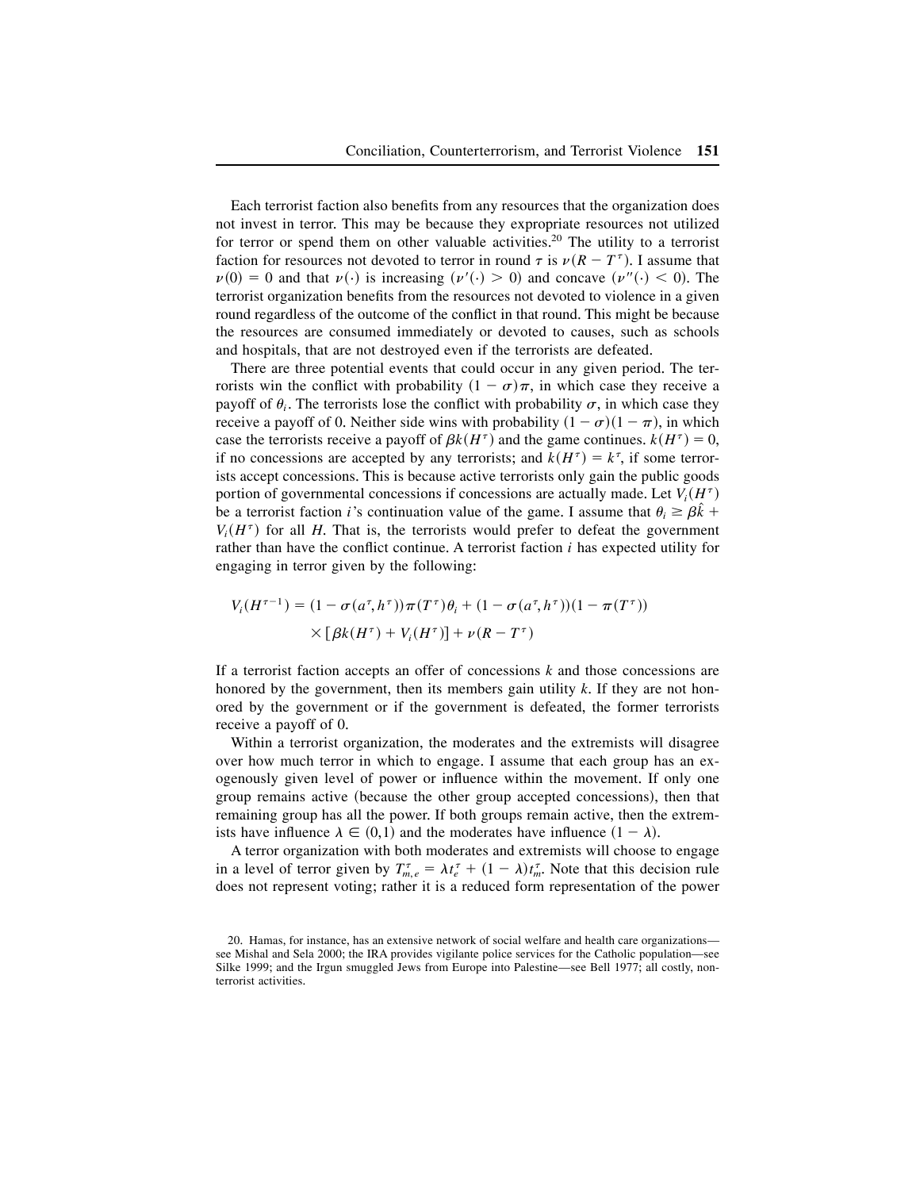Each terrorist faction also benefits from any resources that the organization does not invest in terror. This may be because they expropriate resources not utilized for terror or spend them on other valuable activities.[20] The utility to a terrorist faction for resources not devoted to terror in round $\tau$ is $\nu(R - T^{\tau})$. I assume that $\nu(0) = 0$ and that $\nu(\cdot)$ is increasing ($\nu'(\cdot) > 0$) and concave ($\nu''(\cdot) < 0$). The terrorist organization benefits from the resources not devoted to violence in a given round regardless of the outcome of the conflict in that round. This might be because the resources are consumed immediately or devoted to causes, such as schools and hospitals, that are not destroyed even if the terrorists are defeated.

There are three potential events that could occur in any given period. The terrorists win the conflict with probability $(1 - \sigma)\pi$, in which case they receive a payoff of $\theta_i$. The terrorists lose the conflict with probability $\sigma$, in which case they receive a payoff of 0. Neither side wins with probability $(1 - \sigma)(1 - \pi)$, in which case the terrorists receive a payoff of $\beta k(H^{\tau})$ and the game continues. $k(H^{\tau}) = 0$, if no concessions are accepted by any terrorists; and $k(H^{\tau}) = k^{\tau}$, if some terrorists accept concessions. This is because active terrorists only gain the public goods portion of governmental concessions if concessions are actually made. Let $V_i(H^{\tau})$ be a terrorist faction $i$'s continuation value of the game. I assume that $\theta_i \geq \beta\hat{k} + V_i(H^{\tau})$ for all $H$. That is, the terrorists would prefer to defeat the government rather than have the conflict continue. A terrorist faction $i$ has expected utility for engaging in terror given by the following:

$$V_i(H^{\tau-1}) = (1 - \sigma(a^{\tau}, h^{\tau}))\pi(T^{\tau})\theta_i + (1 - \sigma(a^{\tau}, h^{\tau}))(1 - \pi(T^{\tau})) \times [\beta k(H^{\tau}) + V_i(H^{\tau})] + \nu(R - T^{\tau})$$

If a terrorist faction accepts an offer of concessions $k$ and those concessions are honored by the government, then its members gain utility $k$. If they are not honored by the government or if the government is defeated, the former terrorists receive a payoff of 0.

Within a terrorist organization, the moderates and the extremists will disagree over how much terror in which to engage. I assume that each group has an exogenously given level of power or influence within the movement. If only one group remains active (because the other group accepted concessions), then that remaining group has all the power. If both groups remain active, then the extremists have influence $\lambda \in (0,1)$ and the moderates have influence $(1 - \lambda)$.

A terror organization with both moderates and extremists will choose to engage in a level of terror given by $T^{\tau}_{m,e} = \lambda t^{\tau}_e + (1 - \lambda)t^{\tau}_m$. Note that this decision rule does not represent voting; rather it is a reduced form representation of the power

20. Hamas, for instance, has an extensive network of social welfare and health care organizations—see Mishal and Sela 2000; the IRA provides vigilante police services for the Catholic population—see Silke 1999; and the Irgun smuggled Jews from Europe into Palestine—see Bell 1977; all costly, non-terrorist activities.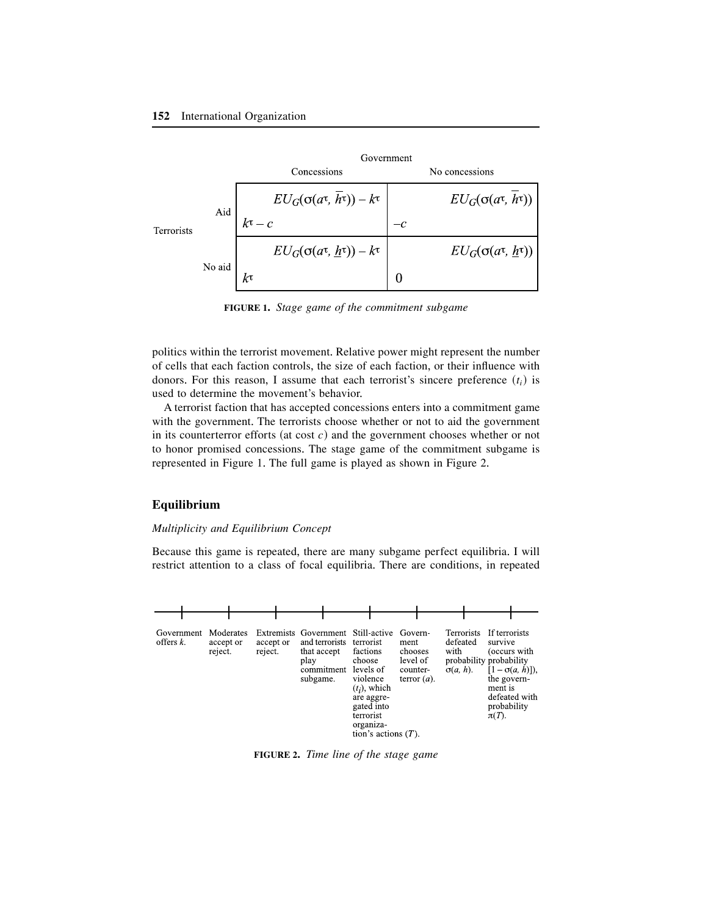| | | Government | |
|---|---|---|---|
| | | Concessions | No concessions |
| Terrorists | Aid | $EU_G(\sigma(a^\tau, \bar{h}^\tau)) - k^\tau$ ; $k^\tau - c$ | $EU_G(\sigma(a^\tau, \bar{h}^\tau))$ ; $-c$ |
| | No aid | $EU_G(\sigma(a^\tau, \underline{h}^\tau)) - k^\tau$ ; $k^\tau$ | $EU_G(\sigma(a^\tau, \underline{h}^\tau))$ ; $0$ |

**FIGURE 1.** *Stage game of the commitment subgame*

politics within the terrorist movement. Relative power might represent the number of cells that each faction controls, the size of each faction, or their influence with donors. For this reason, I assume that each terrorist's sincere preference ($t_i$) is used to determine the movement's behavior.

A terrorist faction that has accepted concessions enters into a commitment game with the government. The terrorists choose whether or not to aid the government in its counterterror efforts (at cost $c$) and the government chooses whether or not to honor promised concessions. The stage game of the commitment subgame is represented in Figure 1. The full game is played as shown in Figure 2.

## Equilibrium

*Multiplicity and Equilibrium Concept*

Because this game is repeated, there are many subgame perfect equilibria. I will restrict attention to a class of focal equilibria. There are conditions, in repeated

| Government offers $k$. | Moderates accept or reject. | Extremists accept or reject. | Government and terrorists that accept play commitment subgame. | Still-active terrorist factions choose levels of violence ($t_i$), which are aggregated into terrorist organization's actions ($T$). | Government chooses level of counterterror ($a$). | Terrorists defeated with probability $\sigma(a, h)$. | If terrorists survive (occurs with probability $[1 - \sigma(a, h)]$), the government is defeated with probability $\pi(T)$. |
|---|---|---|---|---|---|---|---|

**FIGURE 2.** *Time line of the stage game*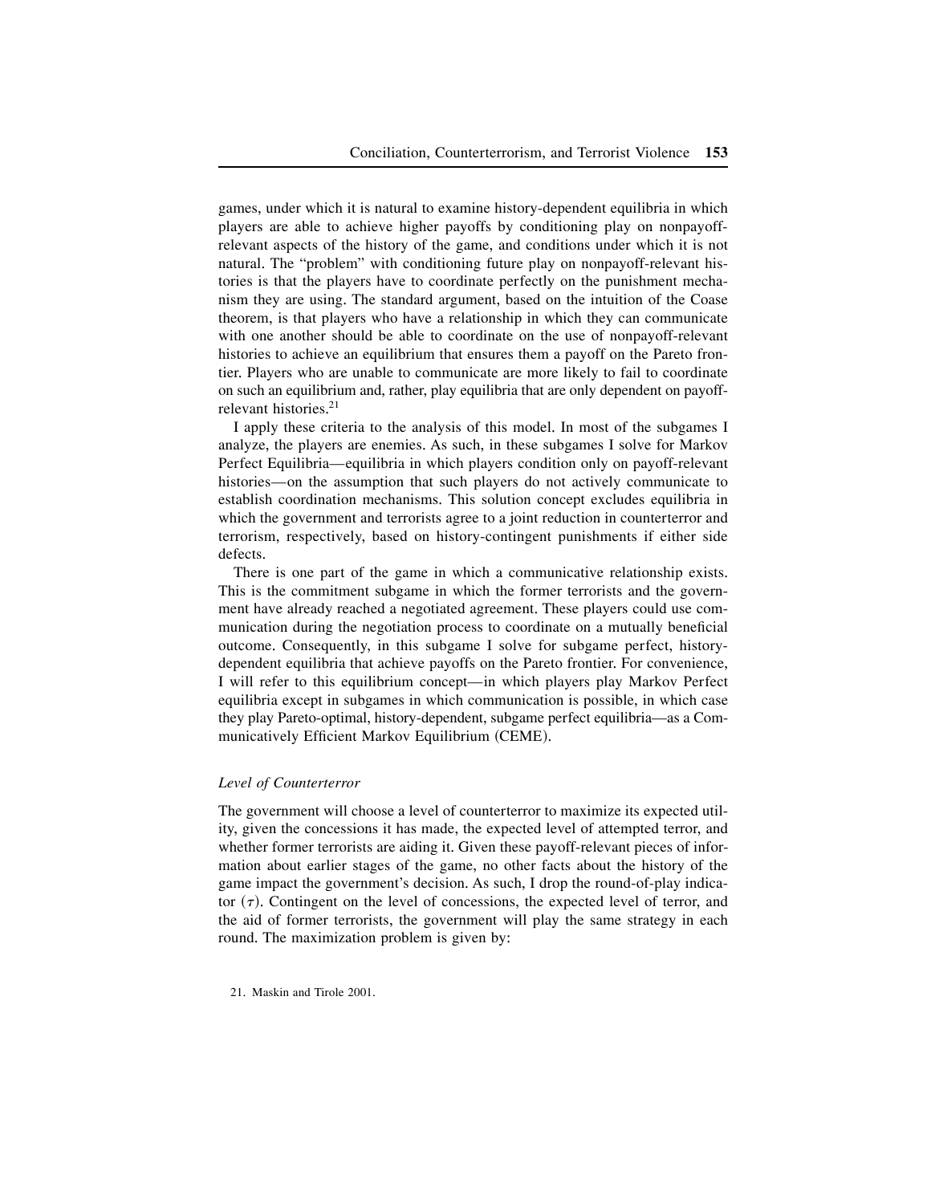games, under which it is natural to examine history-dependent equilibria in which players are able to achieve higher payoffs by conditioning play on nonpayoff-relevant aspects of the history of the game, and conditions under which it is not natural. The "problem" with conditioning future play on nonpayoff-relevant histories is that the players have to coordinate perfectly on the punishment mechanism they are using. The standard argument, based on the intuition of the Coase theorem, is that players who have a relationship in which they can communicate with one another should be able to coordinate on the use of nonpayoff-relevant histories to achieve an equilibrium that ensures them a payoff on the Pareto frontier. Players who are unable to communicate are more likely to fail to coordinate on such an equilibrium and, rather, play equilibria that are only dependent on payoff-relevant histories.[21]

I apply these criteria to the analysis of this model. In most of the subgames I analyze, the players are enemies. As such, in these subgames I solve for Markov Perfect Equilibria—equilibria in which players condition only on payoff-relevant histories—on the assumption that such players do not actively communicate to establish coordination mechanisms. This solution concept excludes equilibria in which the government and terrorists agree to a joint reduction in counterterror and terrorism, respectively, based on history-contingent punishments if either side defects.

There is one part of the game in which a communicative relationship exists. This is the commitment subgame in which the former terrorists and the government have already reached a negotiated agreement. These players could use communication during the negotiation process to coordinate on a mutually beneficial outcome. Consequently, in this subgame I solve for subgame perfect, history-dependent equilibria that achieve payoffs on the Pareto frontier. For convenience, I will refer to this equilibrium concept—in which players play Markov Perfect equilibria except in subgames in which communication is possible, in which case they play Pareto-optimal, history-dependent, subgame perfect equilibria—as a Communicatively Efficient Markov Equilibrium (CEME).

### *Level of Counterterror*

The government will choose a level of counterterror to maximize its expected utility, given the concessions it has made, the expected level of attempted terror, and whether former terrorists are aiding it. Given these payoff-relevant pieces of information about earlier stages of the game, no other facts about the history of the game impact the government's decision. As such, I drop the round-of-play indicator ($\tau$). Contingent on the level of concessions, the expected level of terror, and the aid of former terrorists, the government will play the same strategy in each round. The maximization problem is given by:

21. Maskin and Tirole 2001.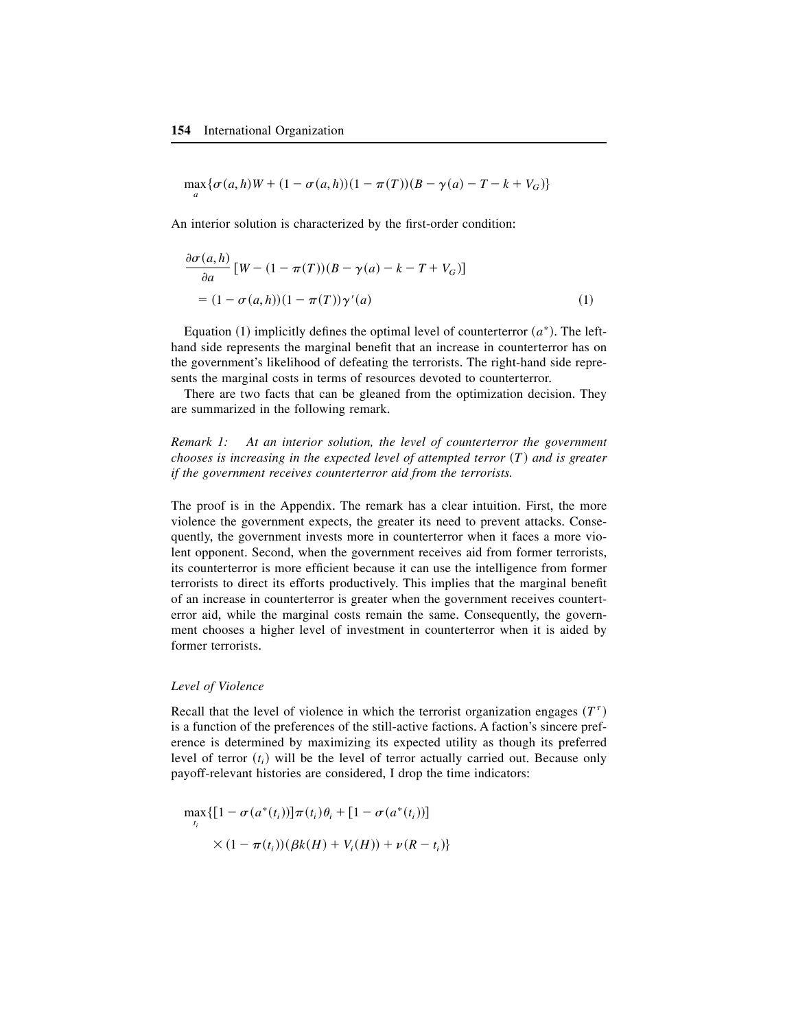$$\max_{a} \{\sigma(a,h)W + (1-\sigma(a,h))(1-\pi(T))(B-\gamma(a)-T-k+V_G)\}$$

An interior solution is characterized by the first-order condition:

$$\frac{\partial \sigma(a,h)}{\partial a}[W-(1-\pi(T))(B-\gamma(a)-k-T+V_G)]$$
$$= (1-\sigma(a,h))(1-\pi(T))\gamma'(a) \qquad (1)$$

Equation (1) implicitly defines the optimal level of counterterror ($a^*$). The left-hand side represents the marginal benefit that an increase in counterterror has on the government's likelihood of defeating the terrorists. The right-hand side represents the marginal costs in terms of resources devoted to counterterror.

There are two facts that can be gleaned from the optimization decision. They are summarized in the following remark.

*Remark 1: At an interior solution, the level of counterterror the government chooses is increasing in the expected level of attempted terror ($T$) and is greater if the government receives counterterror aid from the terrorists.*

The proof is in the Appendix. The remark has a clear intuition. First, the more violence the government expects, the greater its need to prevent attacks. Consequently, the government invests more in counterterror when it faces a more violent opponent. Second, when the government receives aid from former terrorists, its counterterror is more efficient because it can use the intelligence from former terrorists to direct its efforts productively. This implies that the marginal benefit of an increase in counterterror is greater when the government receives counterterror aid, while the marginal costs remain the same. Consequently, the government chooses a higher level of investment in counterterror when it is aided by former terrorists.

### *Level of Violence*

Recall that the level of violence in which the terrorist organization engages ($T^\tau$) is a function of the preferences of the still-active factions. A faction's sincere preference is determined by maximizing its expected utility as though its preferred level of terror ($t_i$) will be the level of terror actually carried out. Because only payoff-relevant histories are considered, I drop the time indicators:

$$\max_{t_i} \{[1-\sigma(a^*(t_i))]\pi(t_i)\theta_i + [1-\sigma(a^*(t_i))]$$
$$\times (1-\pi(t_i))(\beta k(H) + V_i(H)) + \nu(R-t_i)\}$$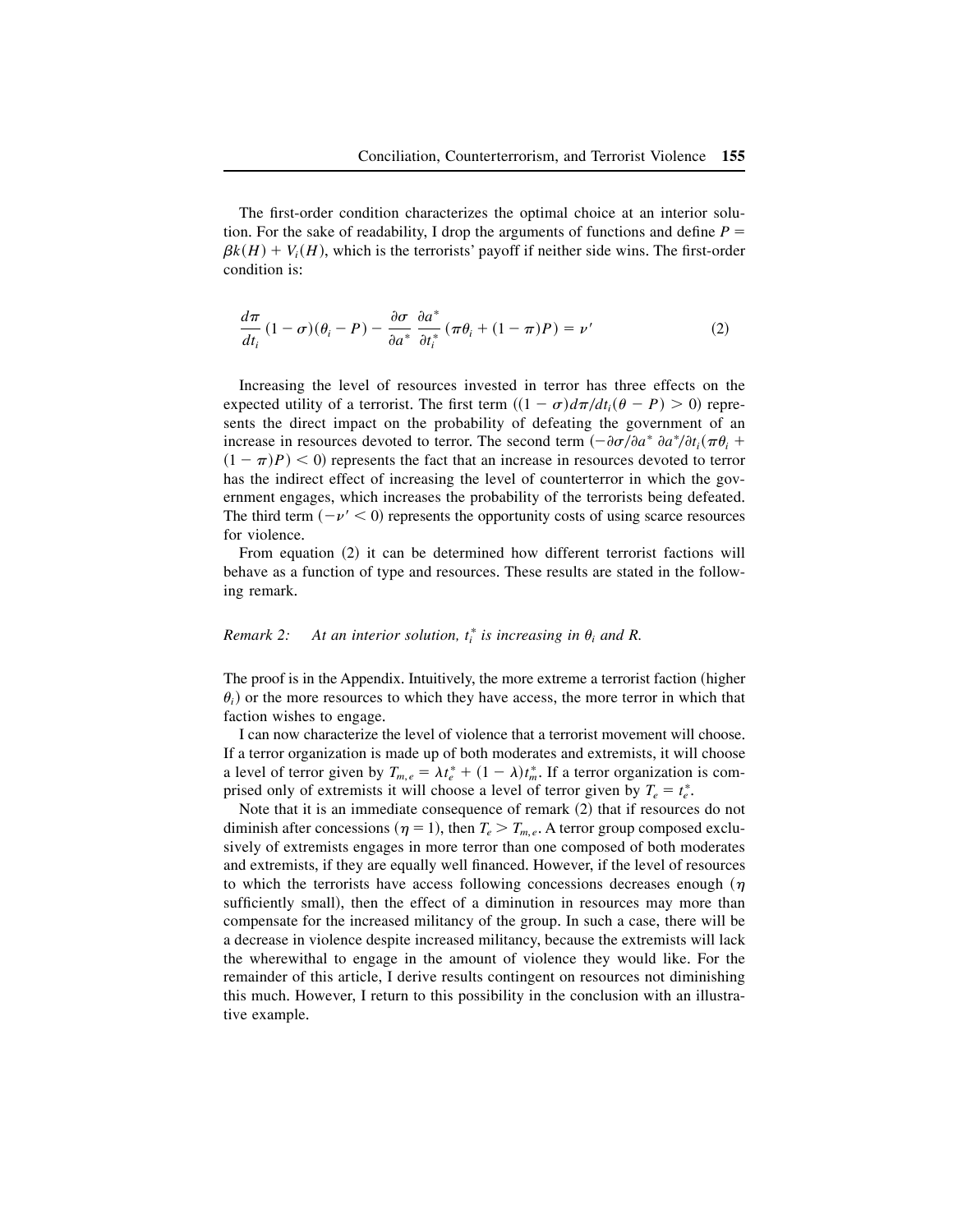The first-order condition characterizes the optimal choice at an interior solution. For the sake of readability, I drop the arguments of functions and define $P = \beta k(H) + V_i(H)$, which is the terrorists' payoff if neither side wins. The first-order condition is:

$$\frac{d\pi}{dt_i}(1-\sigma)(\theta_i - P) - \frac{\partial \sigma}{\partial a^*}\frac{\partial a^*}{\partial t_i^*}(\pi\theta_i + (1-\pi)P) = \nu' \tag{2}$$

Increasing the level of resources invested in terror has three effects on the expected utility of a terrorist. The first term ($(1-\sigma)d\pi/dt_i(\theta - P) > 0$) represents the direct impact on the probability of defeating the government of an increase in resources devoted to terror. The second term ($-\partial\sigma/\partial a^* \, \partial a^*/\partial t_i(\pi\theta_i + (1-\pi)P) < 0$) represents the fact that an increase in resources devoted to terror has the indirect effect of increasing the level of counterterror in which the government engages, which increases the probability of the terrorists being defeated. The third term ($-\nu' < 0$) represents the opportunity costs of using scarce resources for violence.

From equation (2) it can be determined how different terrorist factions will behave as a function of type and resources. These results are stated in the following remark.

*Remark 2:* *At an interior solution, $t_i^*$ is increasing in $\theta_i$ and $R$.*

The proof is in the Appendix. Intuitively, the more extreme a terrorist faction (higher $\theta_i$) or the more resources to which they have access, the more terror in which that faction wishes to engage.

I can now characterize the level of violence that a terrorist movement will choose. If a terror organization is made up of both moderates and extremists, it will choose a level of terror given by $T_{m,e} = \lambda t_e^* + (1-\lambda)t_m^*$. If a terror organization is comprised only of extremists it will choose a level of terror given by $T_e = t_e^*$.

Note that it is an immediate consequence of remark (2) that if resources do not diminish after concessions ($\eta = 1$), then $T_e > T_{m,e}$. A terror group composed exclusively of extremists engages in more terror than one composed of both moderates and extremists, if they are equally well financed. However, if the level of resources to which the terrorists have access following concessions decreases enough ($\eta$ sufficiently small), then the effect of a diminution in resources may more than compensate for the increased militancy of the group. In such a case, there will be a decrease in violence despite increased militancy, because the extremists will lack the wherewithal to engage in the amount of violence they would like. For the remainder of this article, I derive results contingent on resources not diminishing this much. However, I return to this possibility in the conclusion with an illustrative example.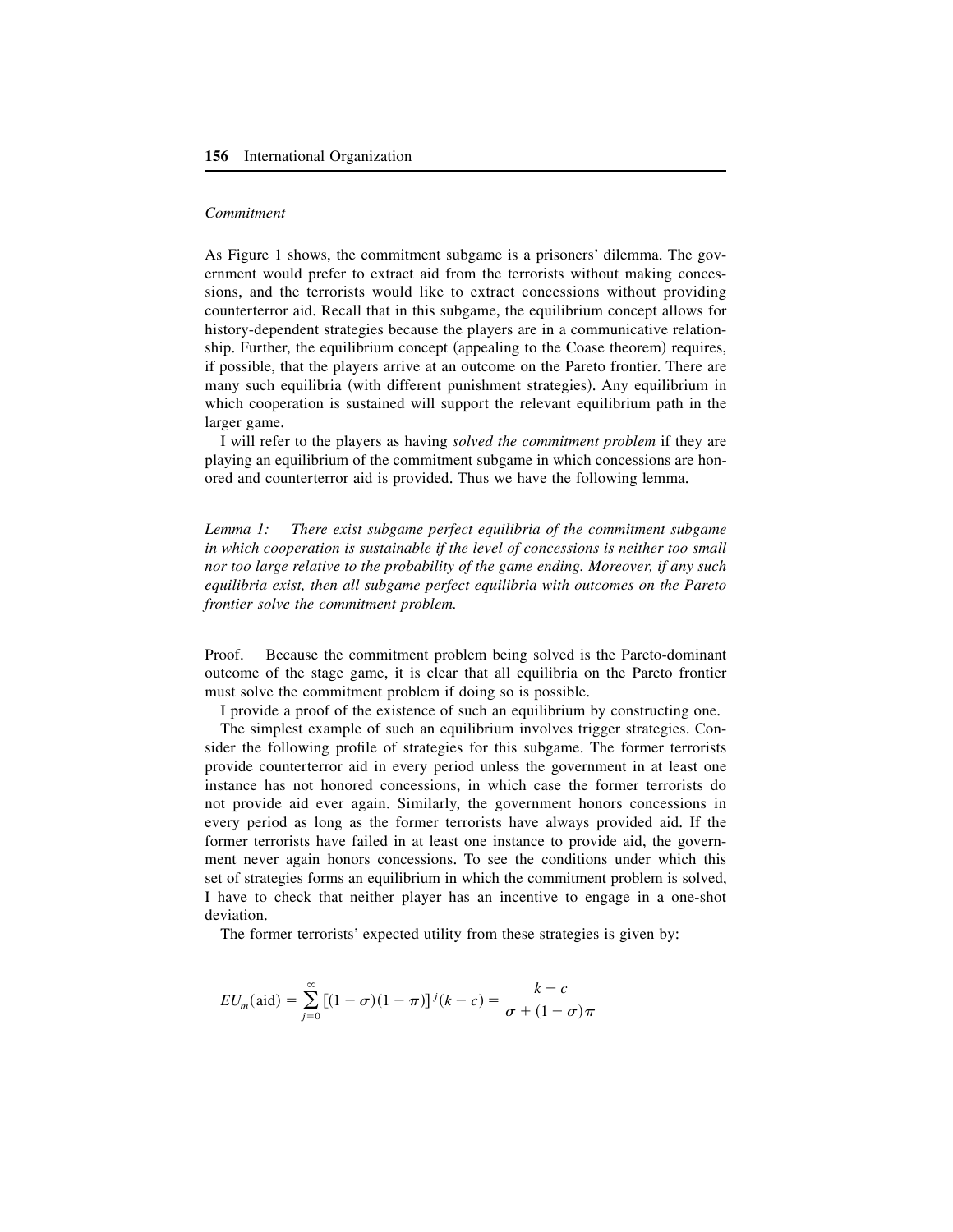*Commitment*

As Figure 1 shows, the commitment subgame is a prisoners' dilemma. The government would prefer to extract aid from the terrorists without making concessions, and the terrorists would like to extract concessions without providing counterterror aid. Recall that in this subgame, the equilibrium concept allows for history-dependent strategies because the players are in a communicative relationship. Further, the equilibrium concept (appealing to the Coase theorem) requires, if possible, that the players arrive at an outcome on the Pareto frontier. There are many such equilibria (with different punishment strategies). Any equilibrium in which cooperation is sustained will support the relevant equilibrium path in the larger game.

I will refer to the players as having *solved the commitment problem* if they are playing an equilibrium of the commitment subgame in which concessions are honored and counterterror aid is provided. Thus we have the following lemma.

*Lemma 1: There exist subgame perfect equilibria of the commitment subgame in which cooperation is sustainable if the level of concessions is neither too small nor too large relative to the probability of the game ending. Moreover, if any such equilibria exist, then all subgame perfect equilibria with outcomes on the Pareto frontier solve the commitment problem.*

Proof. Because the commitment problem being solved is the Pareto-dominant outcome of the stage game, it is clear that all equilibria on the Pareto frontier must solve the commitment problem if doing so is possible.

I provide a proof of the existence of such an equilibrium by constructing one.

The simplest example of such an equilibrium involves trigger strategies. Consider the following profile of strategies for this subgame. The former terrorists provide counterterror aid in every period unless the government in at least one instance has not honored concessions, in which case the former terrorists do not provide aid ever again. Similarly, the government honors concessions in every period as long as the former terrorists have always provided aid. If the former terrorists have failed in at least one instance to provide aid, the government never again honors concessions. To see the conditions under which this set of strategies forms an equilibrium in which the commitment problem is solved, I have to check that neither player has an incentive to engage in a one-shot deviation.

The former terrorists' expected utility from these strategies is given by:

$$EU_m(\text{aid}) = \sum_{j=0}^{\infty} [(1-\sigma)(1-\pi)]^j (k-c) = \frac{k-c}{\sigma + (1-\sigma)\pi}$$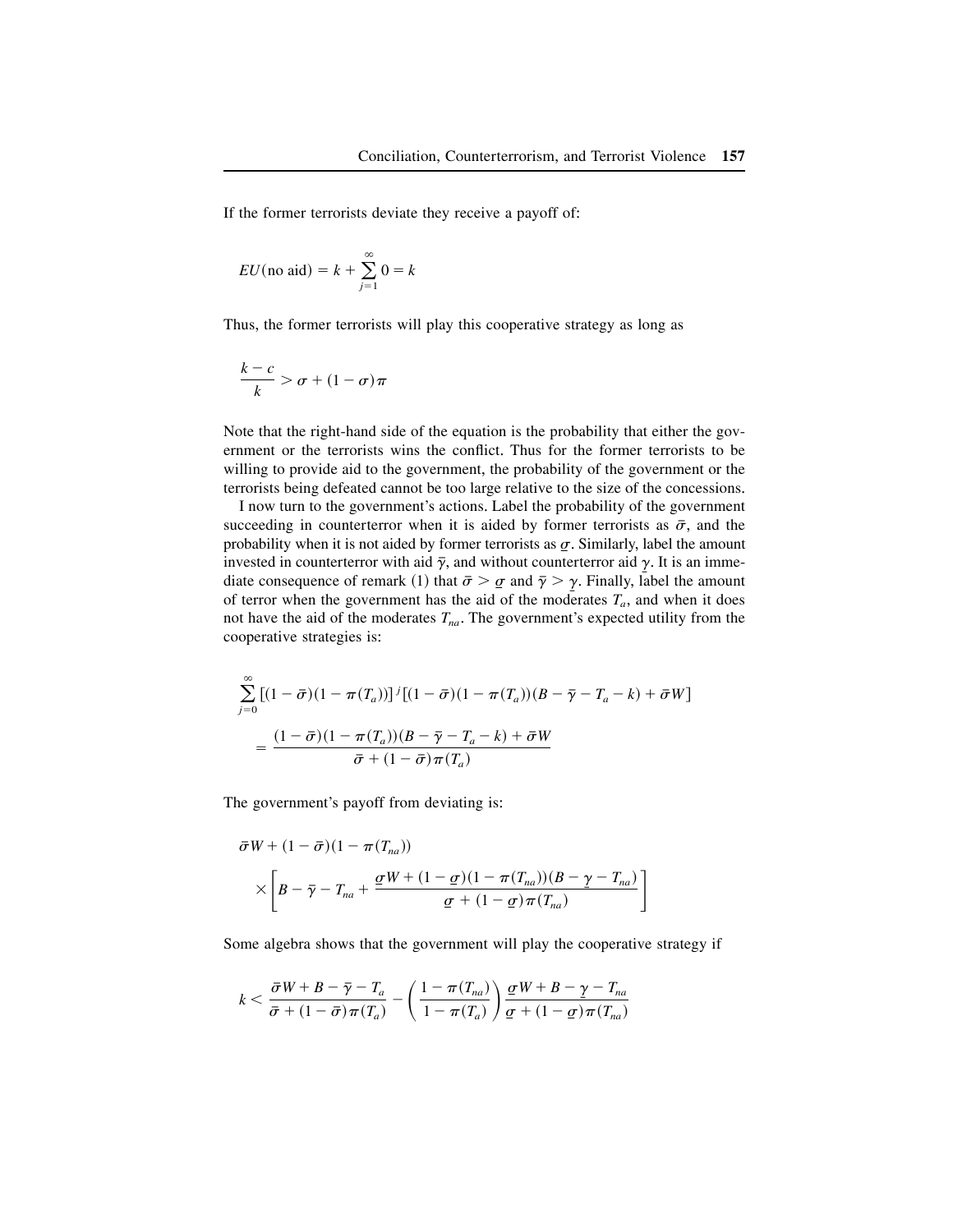If the former terrorists deviate they receive a payoff of:

$$EU(\text{no aid}) = k + \sum_{j=1}^{\infty} 0 = k$$

Thus, the former terrorists will play this cooperative strategy as long as

$$\frac{k - c}{k} > \sigma + (1 - \sigma)\pi$$

Note that the right-hand side of the equation is the probability that either the government or the terrorists wins the conflict. Thus for the former terrorists to be willing to provide aid to the government, the probability of the government or the terrorists being defeated cannot be too large relative to the size of the concessions.

I now turn to the government's actions. Label the probability of the government succeeding in counterterror when it is aided by former terrorists as $\bar{\sigma}$, and the probability when it is not aided by former terrorists as $\underline{\sigma}$. Similarly, label the amount invested in counterterror with aid $\bar{\gamma}$, and without counterterror aid $\underline{\gamma}$. It is an immediate consequence of remark (1) that $\bar{\sigma} > \underline{\sigma}$ and $\bar{\gamma} > \underline{\gamma}$. Finally, label the amount of terror when the government has the aid of the moderates $T_a$, and when it does not have the aid of the moderates $T_{na}$. The government's expected utility from the cooperative strategies is:

$$\sum_{j=0}^{\infty} [(1 - \bar{\sigma})(1 - \pi(T_a))]^j [(1 - \bar{\sigma})(1 - \pi(T_a))(B - \bar{\gamma} - T_a - k) + \bar{\sigma} W]$$

$$= \frac{(1 - \bar{\sigma})(1 - \pi(T_a))(B - \bar{\gamma} - T_a - k) + \bar{\sigma} W}{\bar{\sigma} + (1 - \bar{\sigma})\pi(T_a)}$$

The government's payoff from deviating is:

$$\bar{\sigma} W + (1 - \bar{\sigma})(1 - \pi(T_{na})) \times \left[ B - \bar{\gamma} - T_{na} + \frac{\underline{\sigma} W + (1 - \underline{\sigma})(1 - \pi(T_{na}))(B - \underline{\gamma} - T_{na})}{\underline{\sigma} + (1 - \underline{\sigma})\pi(T_{na})} \right]$$

Some algebra shows that the government will play the cooperative strategy if

$$k < \frac{\bar{\sigma} W + B - \bar{\gamma} - T_a}{\bar{\sigma} + (1 - \bar{\sigma})\pi(T_a)} - \left( \frac{1 - \pi(T_{na})}{1 - \pi(T_a)} \right) \frac{\underline{\sigma} W + B - \underline{\gamma} - T_{na}}{\underline{\sigma} + (1 - \underline{\sigma})\pi(T_{na})}$$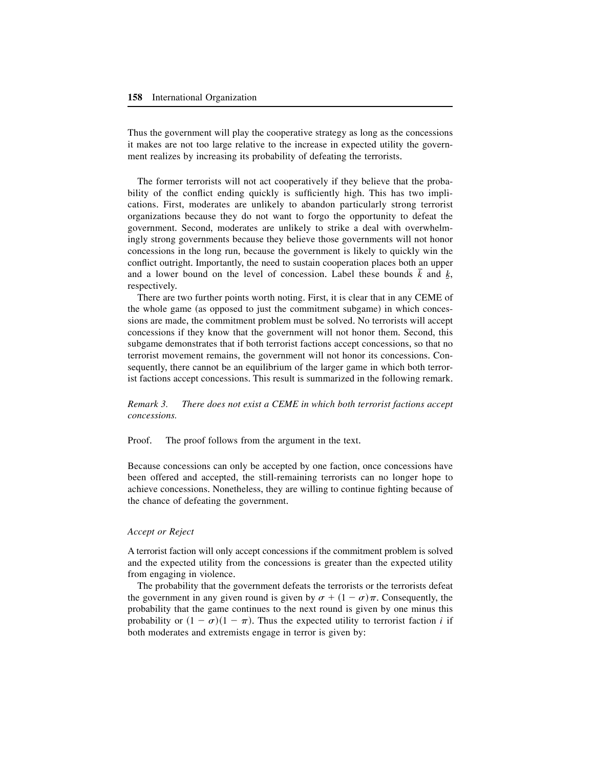Thus the government will play the cooperative strategy as long as the concessions it makes are not too large relative to the increase in expected utility the government realizes by increasing its probability of defeating the terrorists.

The former terrorists will not act cooperatively if they believe that the probability of the conflict ending quickly is sufficiently high. This has two implications. First, moderates are unlikely to abandon particularly strong terrorist organizations because they do not want to forgo the opportunity to defeat the government. Second, moderates are unlikely to strike a deal with overwhelmingly strong governments because they believe those governments will not honor concessions in the long run, because the government is likely to quickly win the conflict outright. Importantly, the need to sustain cooperation places both an upper and a lower bound on the level of concession. Label these bounds $\bar{k}$ and $\underline{k}$, respectively.

There are two further points worth noting. First, it is clear that in any CEME of the whole game (as opposed to just the commitment subgame) in which concessions are made, the commitment problem must be solved. No terrorists will accept concessions if they know that the government will not honor them. Second, this subgame demonstrates that if both terrorist factions accept concessions, so that no terrorist movement remains, the government will not honor its concessions. Consequently, there cannot be an equilibrium of the larger game in which both terrorist factions accept concessions. This result is summarized in the following remark.

*Remark 3. There does not exist a CEME in which both terrorist factions accept concessions.*

Proof. The proof follows from the argument in the text.

Because concessions can only be accepted by one faction, once concessions have been offered and accepted, the still-remaining terrorists can no longer hope to achieve concessions. Nonetheless, they are willing to continue fighting because of the chance of defeating the government.

*Accept or Reject*

A terrorist faction will only accept concessions if the commitment problem is solved and the expected utility from the concessions is greater than the expected utility from engaging in violence.

The probability that the government defeats the terrorists or the terrorists defeat the government in any given round is given by $\sigma + (1 - \sigma)\pi$. Consequently, the probability that the game continues to the next round is given by one minus this probability or $(1 - \sigma)(1 - \pi)$. Thus the expected utility to terrorist faction $i$ if both moderates and extremists engage in terror is given by: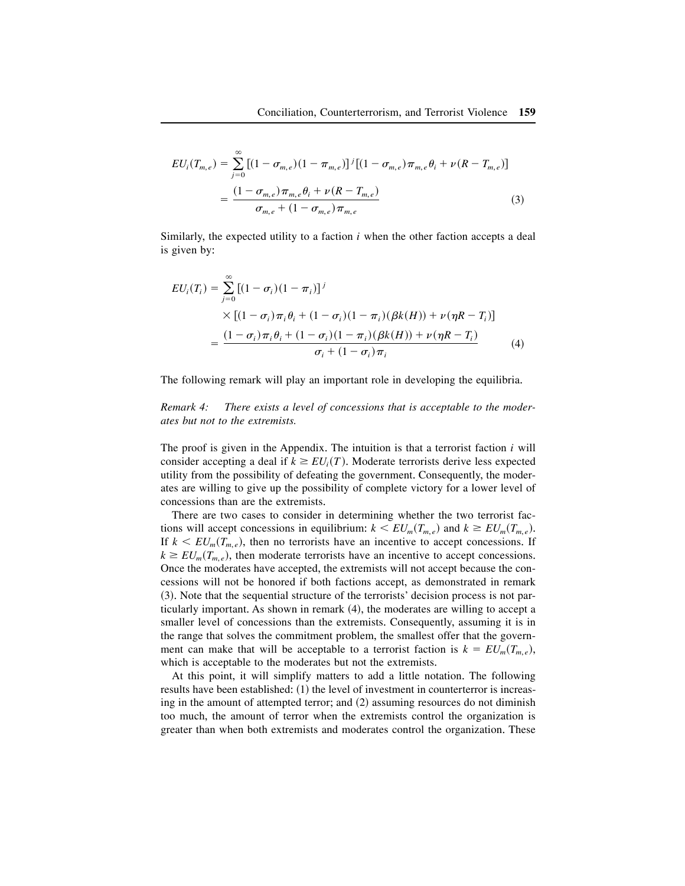$$EU_i(T_{m,e}) = \sum_{j=0}^{\infty} [(1 - \sigma_{m,e})(1 - \pi_{m,e})]^j [(1 - \sigma_{m,e})\pi_{m,e}\theta_i + \nu(R - T_{m,e})]$$

$$= \frac{(1 - \sigma_{m,e})\pi_{m,e}\theta_i + \nu(R - T_{m,e})}{\sigma_{m,e} + (1 - \sigma_{m,e})\pi_{m,e}} \tag{3}$$

Similarly, the expected utility to a faction $i$ when the other faction accepts a deal is given by:

$$EU_i(T_i) = \sum_{j=0}^{\infty} [(1 - \sigma_i)(1 - \pi_i)]^j$$

$$\times [(1 - \sigma_i)\pi_i\theta_i + (1 - \sigma_i)(1 - \pi_i)(\beta k(H)) + \nu(\eta R - T_i)]$$

$$= \frac{(1 - \sigma_i)\pi_i\theta_i + (1 - \sigma_i)(1 - \pi_i)(\beta k(H)) + \nu(\eta R - T_i)}{\sigma_i + (1 - \sigma_i)\pi_i} \tag{4}$$

The following remark will play an important role in developing the equilibria.

*Remark 4: There exists a level of concessions that is acceptable to the moderates but not to the extremists.*

The proof is given in the Appendix. The intuition is that a terrorist faction $i$ will consider accepting a deal if $k \geq EU_i(T)$. Moderate terrorists derive less expected utility from the possibility of defeating the government. Consequently, the moderates are willing to give up the possibility of complete victory for a lower level of concessions than are the extremists.

There are two cases to consider in determining whether the two terrorist factions will accept concessions in equilibrium: $k < EU_m(T_{m,e})$ and $k \geq EU_m(T_{m,e})$. If $k < EU_m(T_{m,e})$, then no terrorists have an incentive to accept concessions. If $k \geq EU_m(T_{m,e})$, then moderate terrorists have an incentive to accept concessions. Once the moderates have accepted, the extremists will not accept because the concessions will not be honored if both factions accept, as demonstrated in remark (3). Note that the sequential structure of the terrorists' decision process is not particularly important. As shown in remark (4), the moderates are willing to accept a smaller level of concessions than the extremists. Consequently, assuming it is in the range that solves the commitment problem, the smallest offer that the government can make that will be acceptable to a terrorist faction is $k = EU_m(T_{m,e})$, which is acceptable to the moderates but not the extremists.

At this point, it will simplify matters to add a little notation. The following results have been established: (1) the level of investment in counterterror is increasing in the amount of attempted terror; and (2) assuming resources do not diminish too much, the amount of terror when the extremists control the organization is greater than when both extremists and moderates control the organization. These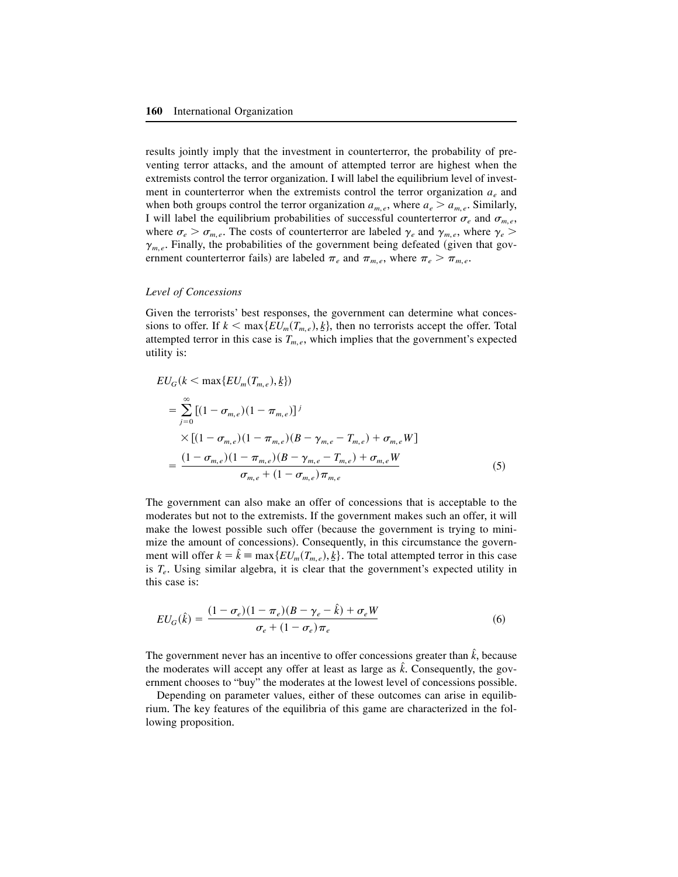results jointly imply that the investment in counterterror, the probability of preventing terror attacks, and the amount of attempted terror are highest when the extremists control the terror organization. I will label the equilibrium level of investment in counterterror when the extremists control the terror organization $a_e$ and when both groups control the terror organization $a_{m,e}$, where $a_e > a_{m,e}$. Similarly, I will label the equilibrium probabilities of successful counterterror $\sigma_e$ and $\sigma_{m,e}$, where $\sigma_e > \sigma_{m,e}$. The costs of counterterror are labeled $\gamma_e$ and $\gamma_{m,e}$, where $\gamma_e > \gamma_{m,e}$. Finally, the probabilities of the government being defeated (given that government counterterror fails) are labeled $\pi_e$ and $\pi_{m,e}$, where $\pi_e > \pi_{m,e}$.

*Level of Concessions*

Given the terrorists' best responses, the government can determine what concessions to offer. If $k < \max\{EU_m(T_{m,e}), \underline{k}\}$, then no terrorists accept the offer. Total attempted terror in this case is $T_{m,e}$, which implies that the government's expected utility is:

$$
\begin{aligned}
&EU_G(k < \max\{EU_m(T_{m,e}), \underline{k}\}) \\
&= \sum_{j=0}^{\infty} [(1-\sigma_{m,e})(1-\pi_{m,e})]^j \\
&\quad \times [(1-\sigma_{m,e})(1-\pi_{m,e})(B-\gamma_{m,e}-T_{m,e}) + \sigma_{m,e}W] \\
&= \frac{(1-\sigma_{m,e})(1-\pi_{m,e})(B-\gamma_{m,e}-T_{m,e}) + \sigma_{m,e}W}{\sigma_{m,e} + (1-\sigma_{m,e})\pi_{m,e}}
\end{aligned} \tag{5}
$$

The government can also make an offer of concessions that is acceptable to the moderates but not to the extremists. If the government makes such an offer, it will make the lowest possible such offer (because the government is trying to minimize the amount of concessions). Consequently, in this circumstance the government will offer $k = \hat{k} \equiv \max\{EU_m(T_{m,e}), \underline{k}\}$. The total attempted terror in this case is $T_e$. Using similar algebra, it is clear that the government's expected utility in this case is:

$$
EU_G(\hat{k}) = \frac{(1-\sigma_e)(1-\pi_e)(B-\gamma_e-\hat{k}) + \sigma_e W}{\sigma_e + (1-\sigma_e)\pi_e} \tag{6}
$$

The government never has an incentive to offer concessions greater than $\hat{k}$, because the moderates will accept any offer at least as large as $\hat{k}$. Consequently, the government chooses to "buy" the moderates at the lowest level of concessions possible.

Depending on parameter values, either of these outcomes can arise in equilibrium. The key features of the equilibria of this game are characterized in the following proposition.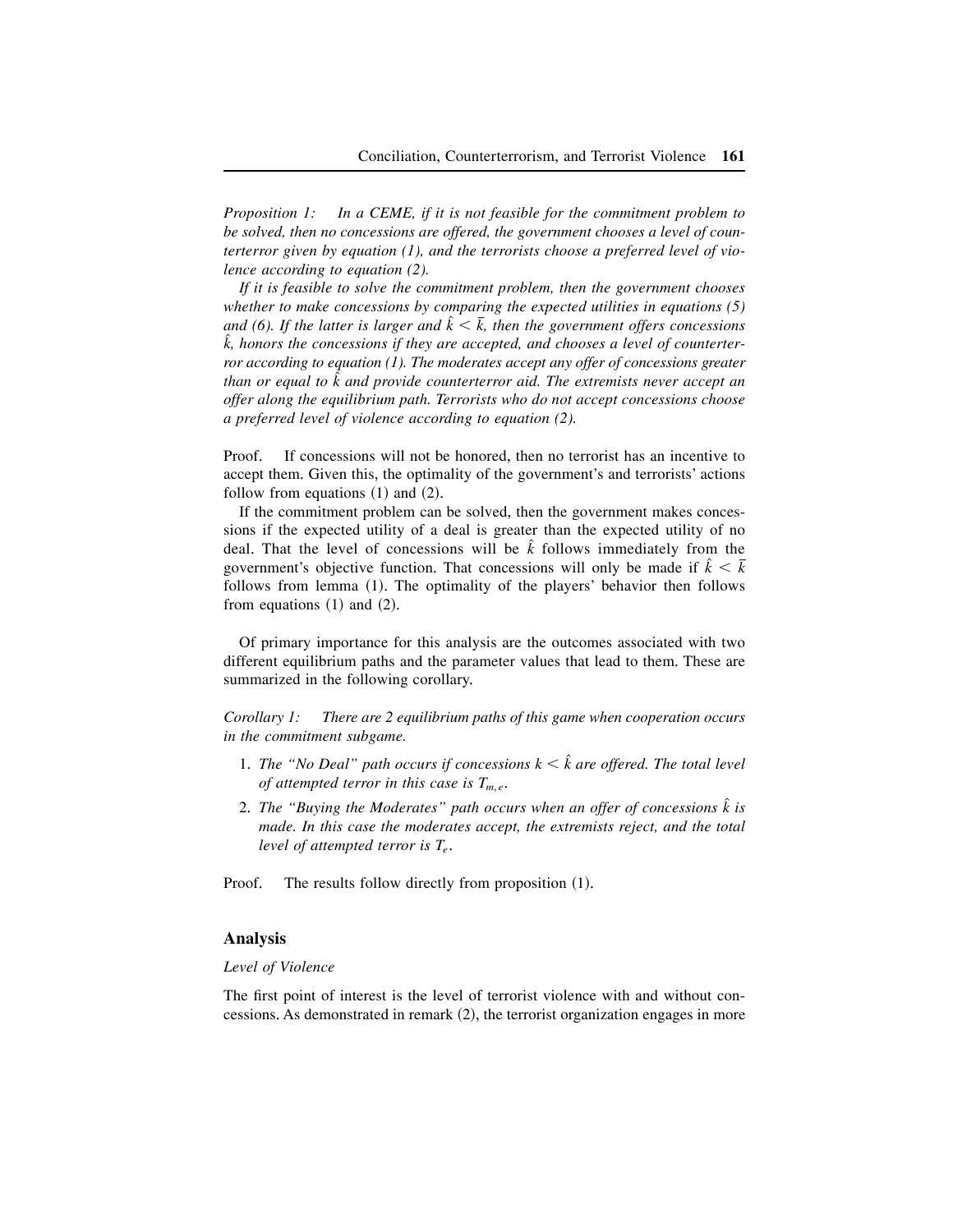*Proposition 1:* *In a CEME, if it is not feasible for the commitment problem to be solved, then no concessions are offered, the government chooses a level of counterterror given by equation (1), and the terrorists choose a preferred level of violence according to equation (2).*

*If it is feasible to solve the commitment problem, then the government chooses whether to make concessions by comparing the expected utilities in equations (5) and (6). If the latter is larger and $\hat{k} < \overline{k}$, then the government offers concessions $\hat{k}$, honors the concessions if they are accepted, and chooses a level of counterterror according to equation (1). The moderates accept any offer of concessions greater than or equal to $\hat{k}$ and provide counterterror aid. The extremists never accept an offer along the equilibrium path. Terrorists who do not accept concessions choose a preferred level of violence according to equation (2).*

Proof. If concessions will not be honored, then no terrorist has an incentive to accept them. Given this, the optimality of the government's and terrorists' actions follow from equations (1) and (2).

If the commitment problem can be solved, then the government makes concessions if the expected utility of a deal is greater than the expected utility of no deal. That the level of concessions will be $\hat{k}$ follows immediately from the government's objective function. That concessions will only be made if $\hat{k} < \overline{k}$ follows from lemma (1). The optimality of the players' behavior then follows from equations (1) and (2).

Of primary importance for this analysis are the outcomes associated with two different equilibrium paths and the parameter values that lead to them. These are summarized in the following corollary.

*Corollary 1:* *There are 2 equilibrium paths of this game when cooperation occurs in the commitment subgame.*

1. *The "No Deal" path occurs if concessions $k < \hat{k}$ are offered. The total level of attempted terror in this case is $T_{m,e}$.*
2. *The "Buying the Moderates" path occurs when an offer of concessions $\hat{k}$ is made. In this case the moderates accept, the extremists reject, and the total level of attempted terror is $T_e$.*

Proof. The results follow directly from proposition (1).

## Analysis

*Level of Violence*

The first point of interest is the level of terrorist violence with and without concessions. As demonstrated in remark (2), the terrorist organization engages in more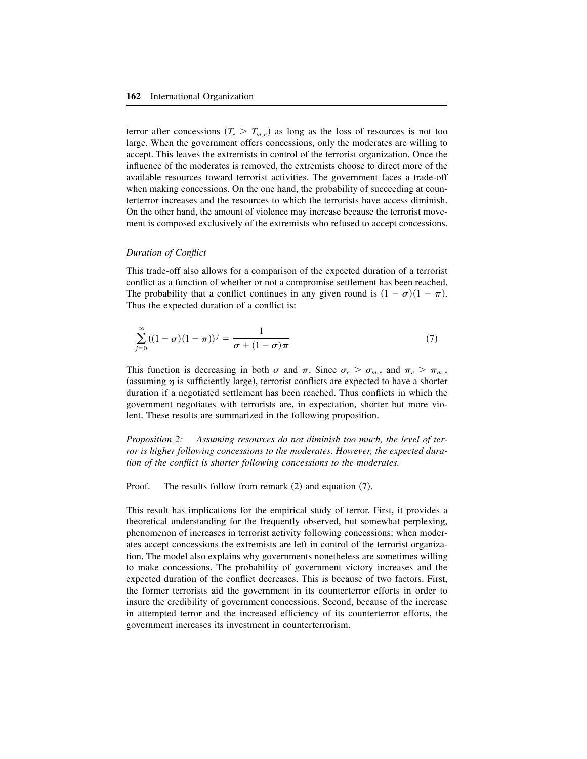terror after concessions ($T_e > T_{m,e}$) as long as the loss of resources is not too large. When the government offers concessions, only the moderates are willing to accept. This leaves the extremists in control of the terrorist organization. Once the influence of the moderates is removed, the extremists choose to direct more of the available resources toward terrorist activities. The government faces a trade-off when making concessions. On the one hand, the probability of succeeding at counterterror increases and the resources to which the terrorists have access diminish. On the other hand, the amount of violence may increase because the terrorist movement is composed exclusively of the extremists who refused to accept concessions.

*Duration of Conflict*

This trade-off also allows for a comparison of the expected duration of a terrorist conflict as a function of whether or not a compromise settlement has been reached. The probability that a conflict continues in any given round is $(1 - \sigma)(1 - \pi)$. Thus the expected duration of a conflict is:

$$\sum_{j=0}^{\infty} ((1-\sigma)(1-\pi))^j = \frac{1}{\sigma + (1-\sigma)\pi} \tag{7}$$

This function is decreasing in both $\sigma$ and $\pi$. Since $\sigma_e > \sigma_{m,e}$ and $\pi_e > \pi_{m,e}$ (assuming $\eta$ is sufficiently large), terrorist conflicts are expected to have a shorter duration if a negotiated settlement has been reached. Thus conflicts in which the government negotiates with terrorists are, in expectation, shorter but more violent. These results are summarized in the following proposition.

*Proposition 2: Assuming resources do not diminish too much, the level of terror is higher following concessions to the moderates. However, the expected duration of the conflict is shorter following concessions to the moderates.*

Proof. The results follow from remark (2) and equation (7).

This result has implications for the empirical study of terror. First, it provides a theoretical understanding for the frequently observed, but somewhat perplexing, phenomenon of increases in terrorist activity following concessions: when moderates accept concessions the extremists are left in control of the terrorist organization. The model also explains why governments nonetheless are sometimes willing to make concessions. The probability of government victory increases and the expected duration of the conflict decreases. This is because of two factors. First, the former terrorists aid the government in its counterterror efforts in order to insure the credibility of government concessions. Second, because of the increase in attempted terror and the increased efficiency of its counterterror efforts, the government increases its investment in counterterrorism.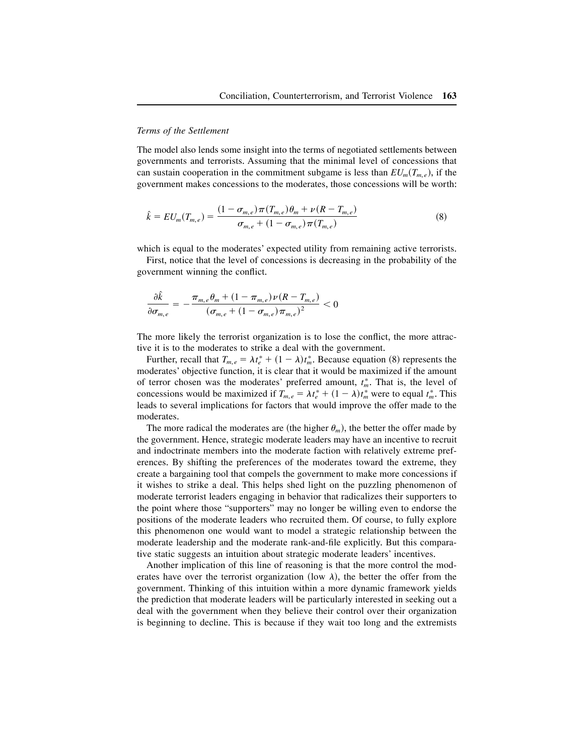*Terms of the Settlement*

The model also lends some insight into the terms of negotiated settlements between governments and terrorists. Assuming that the minimal level of concessions that can sustain cooperation in the commitment subgame is less than $EU_m(T_{m,e})$, if the government makes concessions to the moderates, those concessions will be worth:

$$\hat{k} = EU_m(T_{m,e}) = \frac{(1 - \sigma_{m,e})\pi(T_{m,e})\theta_m + \nu(R - T_{m,e})}{\sigma_{m,e} + (1 - \sigma_{m,e})\pi(T_{m,e})} \tag{8}$$

which is equal to the moderates' expected utility from remaining active terrorists.

First, notice that the level of concessions is decreasing in the probability of the government winning the conflict.

$$\frac{\partial \hat{k}}{\partial \sigma_{m,e}} = -\frac{\pi_{m,e}\theta_m + (1 - \pi_{m,e})\nu(R - T_{m,e})}{(\sigma_{m,e} + (1 - \sigma_{m,e})\pi_{m,e})^2} < 0$$

The more likely the terrorist organization is to lose the conflict, the more attractive it is to the moderates to strike a deal with the government.

Further, recall that $T_{m,e} = \lambda t_e^* + (1 - \lambda)t_m^*$. Because equation (8) represents the moderates' objective function, it is clear that it would be maximized if the amount of terror chosen was the moderates' preferred amount, $t_m^*$. That is, the level of concessions would be maximized if $T_{m,e} = \lambda t_e^* + (1 - \lambda)t_m^*$ were to equal $t_m^*$. This leads to several implications for factors that would improve the offer made to the moderates.

The more radical the moderates are (the higher $\theta_m$), the better the offer made by the government. Hence, strategic moderate leaders may have an incentive to recruit and indoctrinate members into the moderate faction with relatively extreme preferences. By shifting the preferences of the moderates toward the extreme, they create a bargaining tool that compels the government to make more concessions if it wishes to strike a deal. This helps shed light on the puzzling phenomenon of moderate terrorist leaders engaging in behavior that radicalizes their supporters to the point where those "supporters" may no longer be willing even to endorse the positions of the moderate leaders who recruited them. Of course, to fully explore this phenomenon one would want to model a strategic relationship between the moderate leadership and the moderate rank-and-file explicitly. But this comparative static suggests an intuition about strategic moderate leaders' incentives.

Another implication of this line of reasoning is that the more control the moderates have over the terrorist organization (low $\lambda$), the better the offer from the government. Thinking of this intuition within a more dynamic framework yields the prediction that moderate leaders will be particularly interested in seeking out a deal with the government when they believe their control over their organization is beginning to decline. This is because if they wait too long and the extremists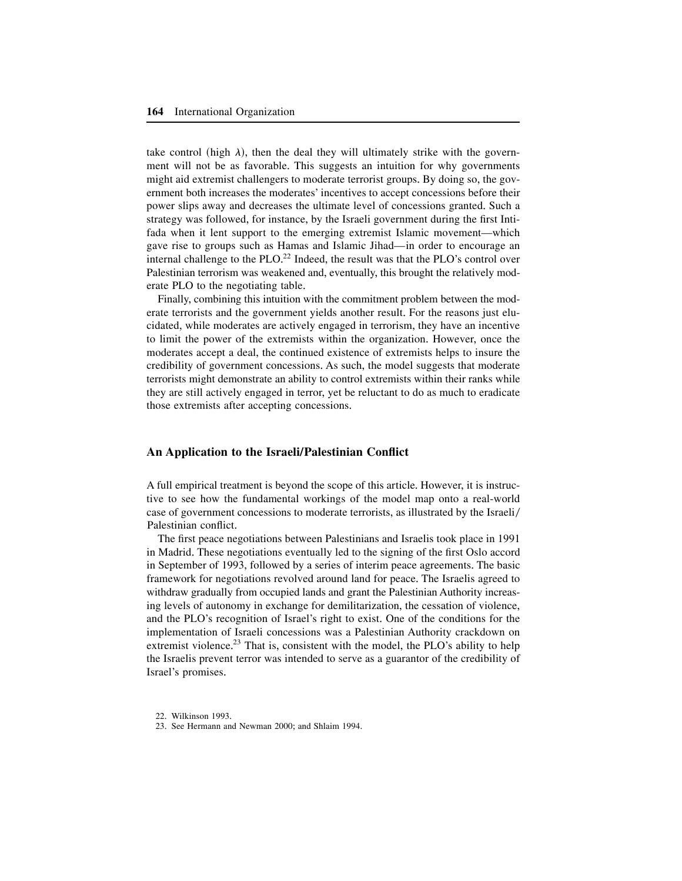take control (high $\lambda$), then the deal they will ultimately strike with the government will not be as favorable. This suggests an intuition for why governments might aid extremist challengers to moderate terrorist groups. By doing so, the government both increases the moderates' incentives to accept concessions before their power slips away and decreases the ultimate level of concessions granted. Such a strategy was followed, for instance, by the Israeli government during the first Intifada when it lent support to the emerging extremist Islamic movement—which gave rise to groups such as Hamas and Islamic Jihad—in order to encourage an internal challenge to the PLO.[22] Indeed, the result was that the PLO's control over Palestinian terrorism was weakened and, eventually, this brought the relatively moderate PLO to the negotiating table.

Finally, combining this intuition with the commitment problem between the moderate terrorists and the government yields another result. For the reasons just elucidated, while moderates are actively engaged in terrorism, they have an incentive to limit the power of the extremists within the organization. However, once the moderates accept a deal, the continued existence of extremists helps to insure the credibility of government concessions. As such, the model suggests that moderate terrorists might demonstrate an ability to control extremists within their ranks while they are still actively engaged in terror, yet be reluctant to do as much to eradicate those extremists after accepting concessions.

## An Application to the Israeli/Palestinian Conflict

A full empirical treatment is beyond the scope of this article. However, it is instructive to see how the fundamental workings of the model map onto a real-world case of government concessions to moderate terrorists, as illustrated by the Israeli/Palestinian conflict.

The first peace negotiations between Palestinians and Israelis took place in 1991 in Madrid. These negotiations eventually led to the signing of the first Oslo accord in September of 1993, followed by a series of interim peace agreements. The basic framework for negotiations revolved around land for peace. The Israelis agreed to withdraw gradually from occupied lands and grant the Palestinian Authority increasing levels of autonomy in exchange for demilitarization, the cessation of violence, and the PLO's recognition of Israel's right to exist. One of the conditions for the implementation of Israeli concessions was a Palestinian Authority crackdown on extremist violence.[23] That is, consistent with the model, the PLO's ability to help the Israelis prevent terror was intended to serve as a guarantor of the credibility of Israel's promises.

22. Wilkinson 1993.

23. See Hermann and Newman 2000; and Shlaim 1994.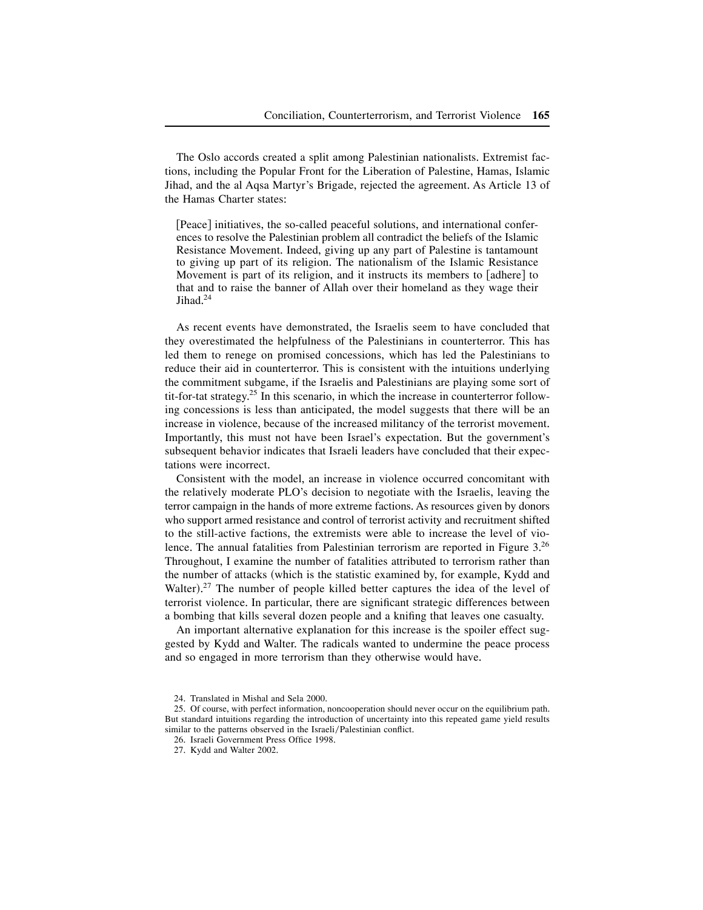The Oslo accords created a split among Palestinian nationalists. Extremist factions, including the Popular Front for the Liberation of Palestine, Hamas, Islamic Jihad, and the al Aqsa Martyr's Brigade, rejected the agreement. As Article 13 of the Hamas Charter states:

> [Peace] initiatives, the so-called peaceful solutions, and international conferences to resolve the Palestinian problem all contradict the beliefs of the Islamic Resistance Movement. Indeed, giving up any part of Palestine is tantamount to giving up part of its religion. The nationalism of the Islamic Resistance Movement is part of its religion, and it instructs its members to [adhere] to that and to raise the banner of Allah over their homeland as they wage their Jihad.[24]

As recent events have demonstrated, the Israelis seem to have concluded that they overestimated the helpfulness of the Palestinians in counterterror. This has led them to renege on promised concessions, which has led the Palestinians to reduce their aid in counterterror. This is consistent with the intuitions underlying the commitment subgame, if the Israelis and Palestinians are playing some sort of tit-for-tat strategy.[25] In this scenario, in which the increase in counterterror following concessions is less than anticipated, the model suggests that there will be an increase in violence, because of the increased militancy of the terrorist movement. Importantly, this must not have been Israel's expectation. But the government's subsequent behavior indicates that Israeli leaders have concluded that their expectations were incorrect.

Consistent with the model, an increase in violence occurred concomitant with the relatively moderate PLO's decision to negotiate with the Israelis, leaving the terror campaign in the hands of more extreme factions. As resources given by donors who support armed resistance and control of terrorist activity and recruitment shifted to the still-active factions, the extremists were able to increase the level of violence. The annual fatalities from Palestinian terrorism are reported in Figure 3.[26] Throughout, I examine the number of fatalities attributed to terrorism rather than the number of attacks (which is the statistic examined by, for example, Kydd and Walter).[27] The number of people killed better captures the idea of the level of terrorist violence. In particular, there are significant strategic differences between a bombing that kills several dozen people and a knifing that leaves one casualty.

An important alternative explanation for this increase is the spoiler effect suggested by Kydd and Walter. The radicals wanted to undermine the peace process and so engaged in more terrorism than they otherwise would have.

24. Translated in Mishal and Sela 2000.

25. Of course, with perfect information, noncooperation should never occur on the equilibrium path. But standard intuitions regarding the introduction of uncertainty into this repeated game yield results similar to the patterns observed in the Israeli/Palestinian conflict.

26. Israeli Government Press Office 1998.

27. Kydd and Walter 2002.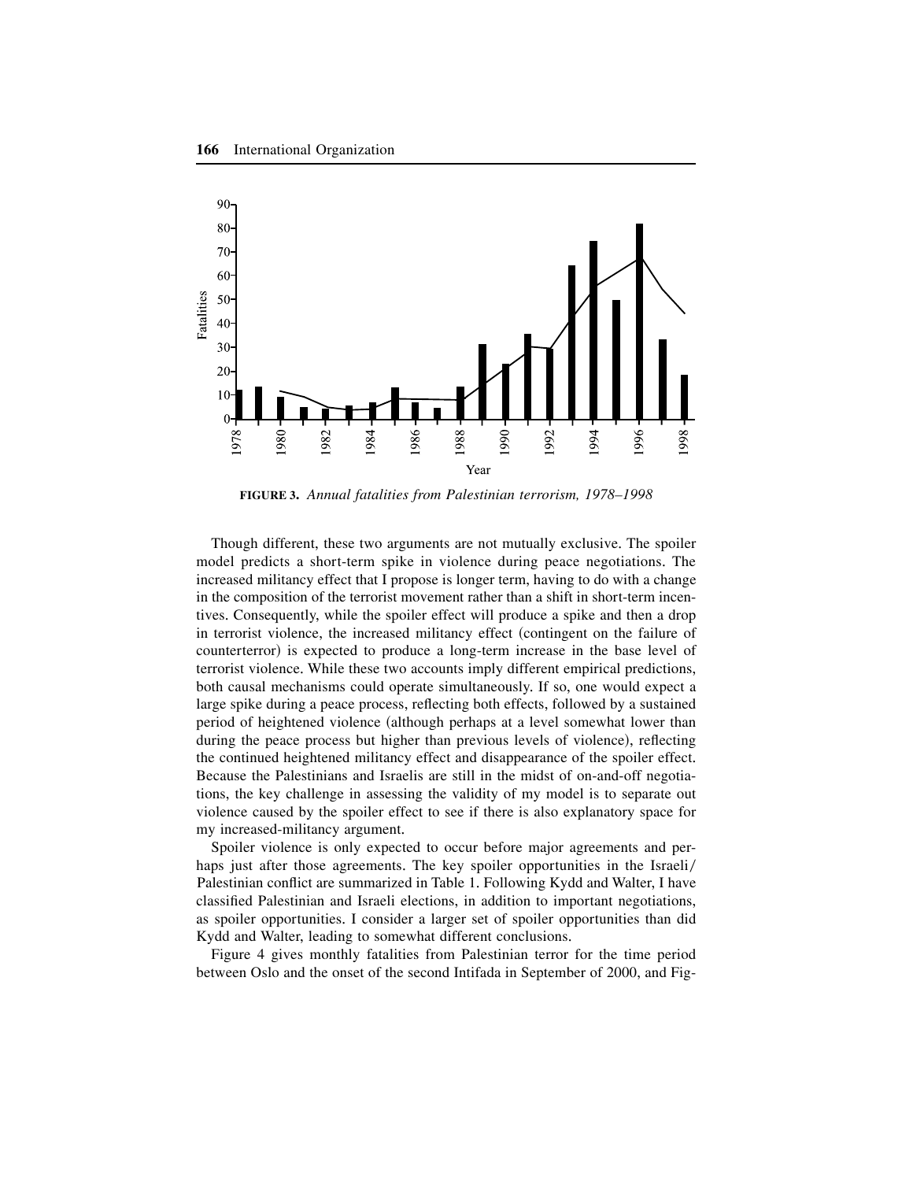**FIGURE 3.** *Annual fatalities from Palestinian terrorism, 1978–1998*

Though different, these two arguments are not mutually exclusive. The spoiler model predicts a short-term spike in violence during peace negotiations. The increased militancy effect that I propose is longer term, having to do with a change in the composition of the terrorist movement rather than a shift in short-term incentives. Consequently, while the spoiler effect will produce a spike and then a drop in terrorist violence, the increased militancy effect (contingent on the failure of counterterror) is expected to produce a long-term increase in the base level of terrorist violence. While these two accounts imply different empirical predictions, both causal mechanisms could operate simultaneously. If so, one would expect a large spike during a peace process, reflecting both effects, followed by a sustained period of heightened violence (although perhaps at a level somewhat lower than during the peace process but higher than previous levels of violence), reflecting the continued heightened militancy effect and disappearance of the spoiler effect. Because the Palestinians and Israelis are still in the midst of on-and-off negotiations, the key challenge in assessing the validity of my model is to separate out violence caused by the spoiler effect to see if there is also explanatory space for my increased-militancy argument.

Spoiler violence is only expected to occur before major agreements and perhaps just after those agreements. The key spoiler opportunities in the Israeli/Palestinian conflict are summarized in Table 1. Following Kydd and Walter, I have classified Palestinian and Israeli elections, in addition to important negotiations, as spoiler opportunities. I consider a larger set of spoiler opportunities than did Kydd and Walter, leading to somewhat different conclusions.

Figure 4 gives monthly fatalities from Palestinian terror for the time period between Oslo and the onset of the second Intifada in September of 2000, and Fig-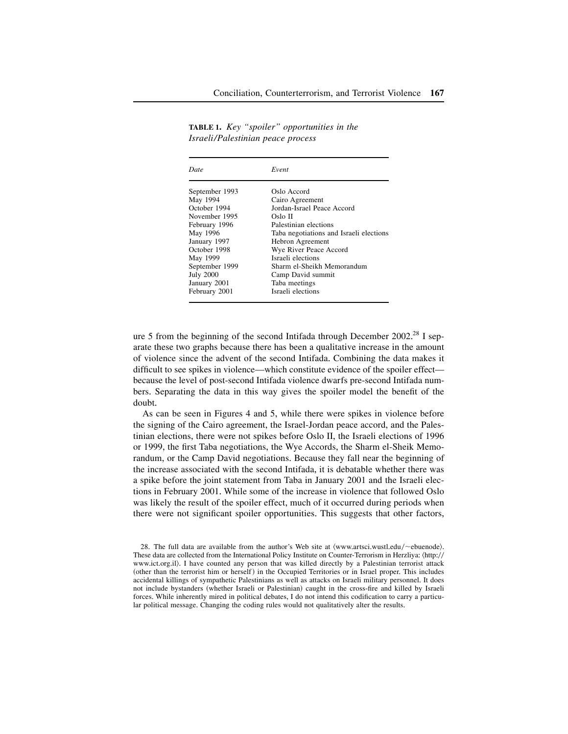**TABLE 1.** *Key "spoiler" opportunities in the Israeli/Palestinian peace process*

| *Date* | *Event* |
|---|---|
| September 1993 | Oslo Accord |
| May 1994 | Cairo Agreement |
| October 1994 | Jordan-Israel Peace Accord |
| November 1995 | Oslo II |
| February 1996 | Palestinian elections |
| May 1996 | Taba negotiations and Israeli elections |
| January 1997 | Hebron Agreement |
| October 1998 | Wye River Peace Accord |
| May 1999 | Israeli elections |
| September 1999 | Sharm el-Sheikh Memorandum |
| July 2000 | Camp David summit |
| January 2001 | Taba meetings |
| February 2001 | Israeli elections |

ure 5 from the beginning of the second Intifada through December 2002.[28] I separate these two graphs because there has been a qualitative increase in the amount of violence since the advent of the second Intifada. Combining the data makes it difficult to see spikes in violence—which constitute evidence of the spoiler effect—because the level of post-second Intifada violence dwarfs pre-second Intifada numbers. Separating the data in this way gives the spoiler model the benefit of the doubt.

As can be seen in Figures 4 and 5, while there were spikes in violence before the signing of the Cairo agreement, the Israel-Jordan peace accord, and the Palestinian elections, there were not spikes before Oslo II, the Israeli elections of 1996 or 1999, the first Taba negotiations, the Wye Accords, the Sharm el-Sheik Memorandum, or the Camp David negotiations. Because they fall near the beginning of the increase associated with the second Intifada, it is debatable whether there was a spike before the joint statement from Taba in January 2001 and the Israeli elections in February 2001. While some of the increase in violence that followed Oslo was likely the result of the spoiler effect, much of it occurred during periods when there were not significant spoiler opportunities. This suggests that other factors,

28. The full data are available from the author's Web site at ⟨www.artsci.wustl.edu/~ebuenode⟩. These data are collected from the International Policy Institute on Counter-Terrorism in Herzliya: ⟨http://www.ict.org.il⟩. I have counted any person that was killed directly by a Palestinian terrorist attack (other than the terrorist him or herself) in the Occupied Territories or in Israel proper. This includes accidental killings of sympathetic Palestinians as well as attacks on Israeli military personnel. It does not include bystanders (whether Israeli or Palestinian) caught in the cross-fire and killed by Israeli forces. While inherently mired in political debates, I do not intend this codification to carry a particular political message. Changing the coding rules would not qualitatively alter the results.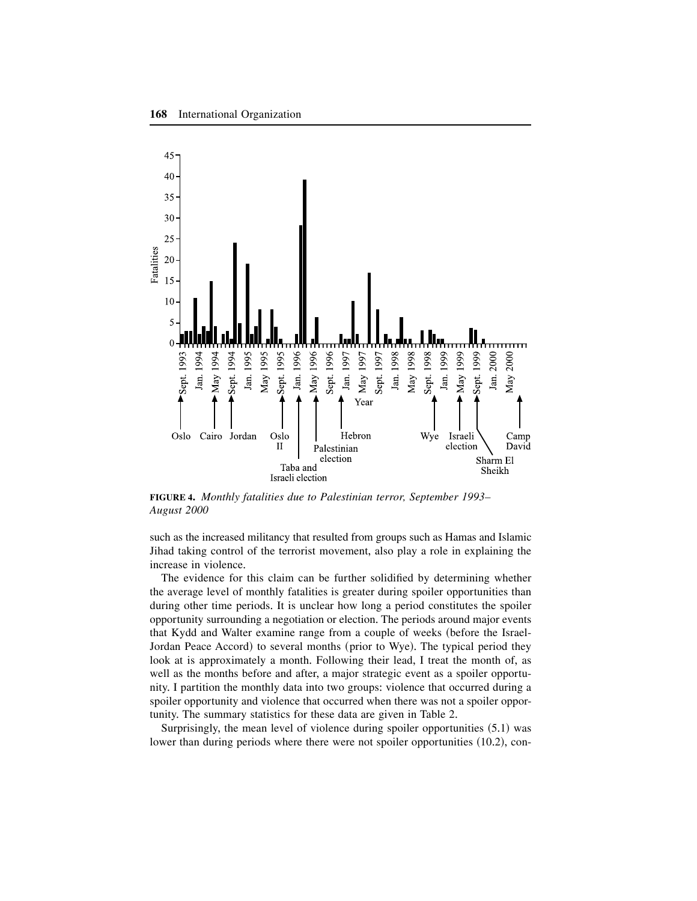**FIGURE 4.** *Monthly fatalities due to Palestinian terror, September 1993–August 2000*

such as the increased militancy that resulted from groups such as Hamas and Islamic Jihad taking control of the terrorist movement, also play a role in explaining the increase in violence.

The evidence for this claim can be further solidified by determining whether the average level of monthly fatalities is greater during spoiler opportunities than during other time periods. It is unclear how long a period constitutes the spoiler opportunity surrounding a negotiation or election. The periods around major events that Kydd and Walter examine range from a couple of weeks (before the Israel-Jordan Peace Accord) to several months (prior to Wye). The typical period they look at is approximately a month. Following their lead, I treat the month of, as well as the months before and after, a major strategic event as a spoiler opportunity. I partition the monthly data into two groups: violence that occurred during a spoiler opportunity and violence that occurred when there was not a spoiler opportunity. The summary statistics for these data are given in Table 2.

Surprisingly, the mean level of violence during spoiler opportunities (5.1) was lower than during periods where there were not spoiler opportunities (10.2), con-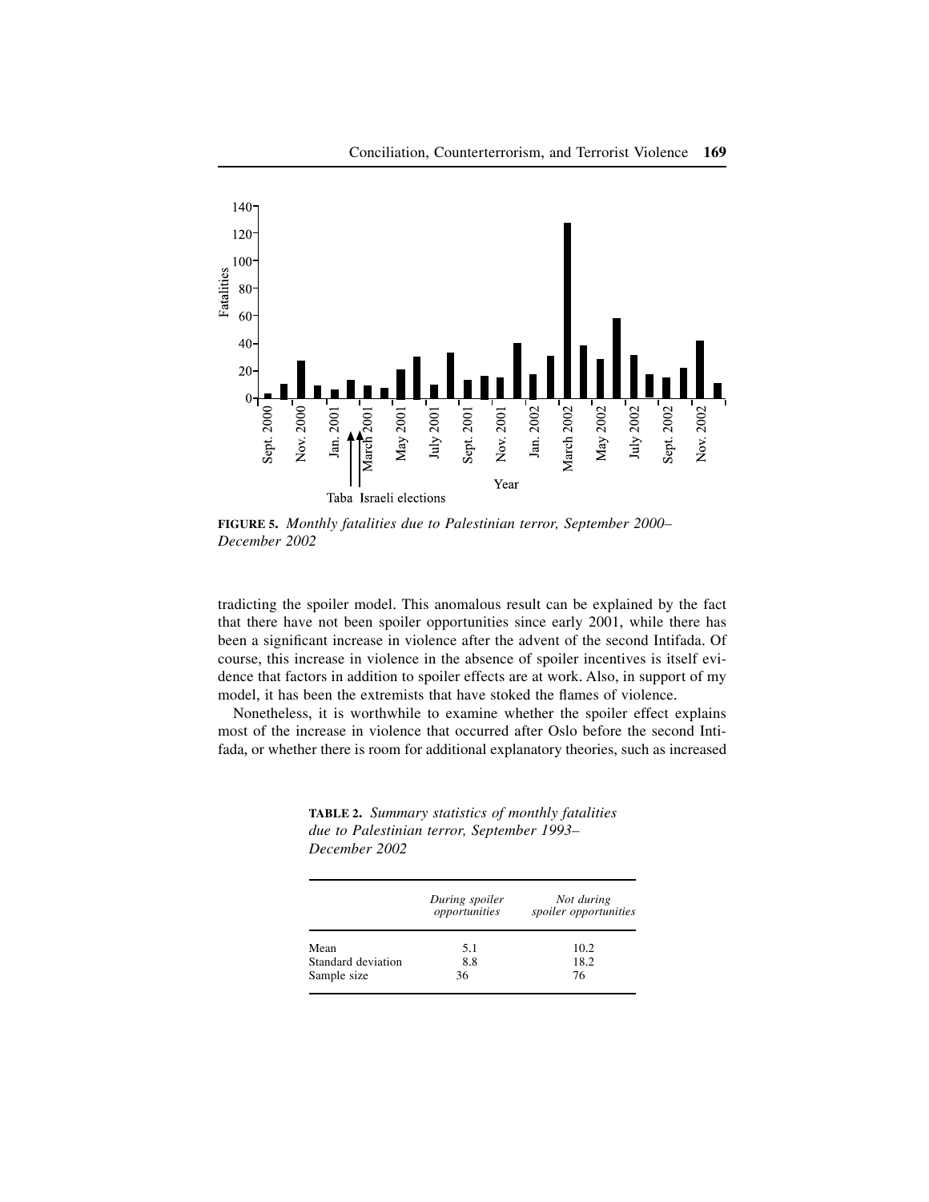**FIGURE 5.** *Monthly fatalities due to Palestinian terror, September 2000–December 2002*

tradicting the spoiler model. This anomalous result can be explained by the fact that there have not been spoiler opportunities since early 2001, while there has been a significant increase in violence after the advent of the second Intifada. Of course, this increase in violence in the absence of spoiler incentives is itself evidence that factors in addition to spoiler effects are at work. Also, in support of my model, it has been the extremists that have stoked the flames of violence.

Nonetheless, it is worthwhile to examine whether the spoiler effect explains most of the increase in violence that occurred after Oslo before the second Intifada, or whether there is room for additional explanatory theories, such as increased

**TABLE 2.** *Summary statistics of monthly fatalities due to Palestinian terror, September 1993–December 2002*

| | *During spoiler opportunities* | *Not during spoiler opportunities* |
|---|---|---|
| Mean | 5.1 | 10.2 |
| Standard deviation | 8.8 | 18.2 |
| Sample size | 36 | 76 |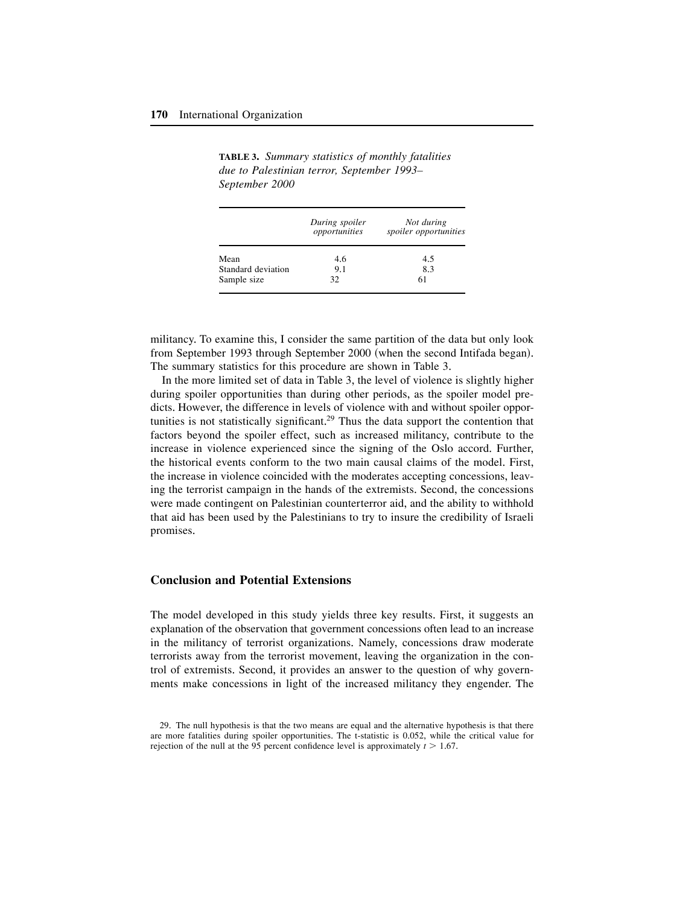**TABLE 3.** *Summary statistics of monthly fatalities due to Palestinian terror, September 1993–September 2000*

| | *During spoiler opportunities* | *Not during spoiler opportunities* |
|---|---|---|
| Mean | 4.6 | 4.5 |
| Standard deviation | 9.1 | 8.3 |
| Sample size | 32 | 61 |

militancy. To examine this, I consider the same partition of the data but only look from September 1993 through September 2000 (when the second Intifada began). The summary statistics for this procedure are shown in Table 3.

In the more limited set of data in Table 3, the level of violence is slightly higher during spoiler opportunities than during other periods, as the spoiler model predicts. However, the difference in levels of violence with and without spoiler opportunities is not statistically significant.[29] Thus the data support the contention that factors beyond the spoiler effect, such as increased militancy, contribute to the increase in violence experienced since the signing of the Oslo accord. Further, the historical events conform to the two main causal claims of the model. First, the increase in violence coincided with the moderates accepting concessions, leaving the terrorist campaign in the hands of the extremists. Second, the concessions were made contingent on Palestinian counterterror aid, and the ability to withhold that aid has been used by the Palestinians to try to insure the credibility of Israeli promises.

## Conclusion and Potential Extensions

The model developed in this study yields three key results. First, it suggests an explanation of the observation that government concessions often lead to an increase in the militancy of terrorist organizations. Namely, concessions draw moderate terrorists away from the terrorist movement, leaving the organization in the control of extremists. Second, it provides an answer to the question of why governments make concessions in light of the increased militancy they engender. The

29. The null hypothesis is that the two means are equal and the alternative hypothesis is that there are more fatalities during spoiler opportunities. The t-statistic is 0.052, while the critical value for rejection of the null at the 95 percent confidence level is approximately $t > 1.67$.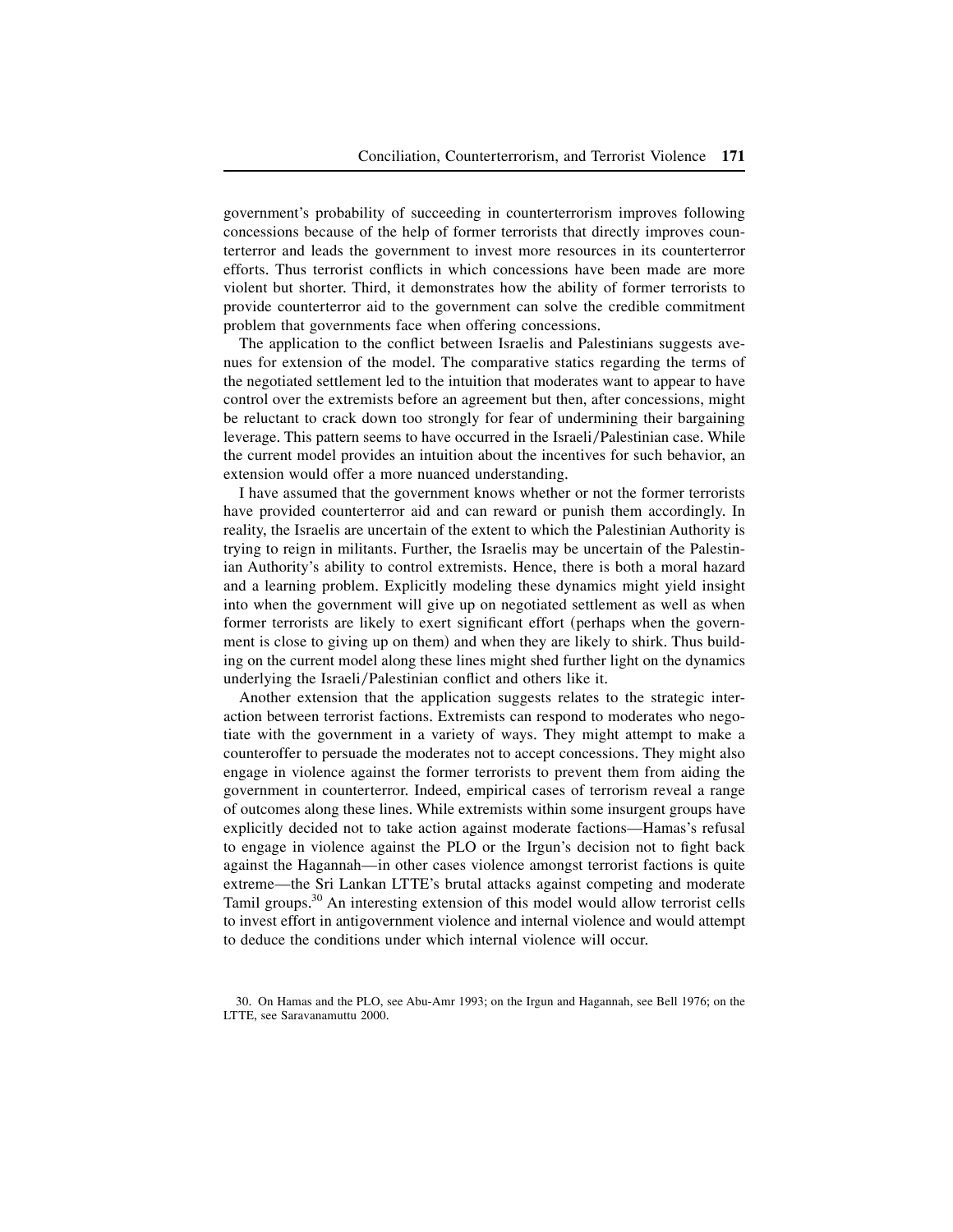government's probability of succeeding in counterterrorism improves following concessions because of the help of former terrorists that directly improves counterterror and leads the government to invest more resources in its counterterror efforts. Thus terrorist conflicts in which concessions have been made are more violent but shorter. Third, it demonstrates how the ability of former terrorists to provide counterterror aid to the government can solve the credible commitment problem that governments face when offering concessions.

The application to the conflict between Israelis and Palestinians suggests avenues for extension of the model. The comparative statics regarding the terms of the negotiated settlement led to the intuition that moderates want to appear to have control over the extremists before an agreement but then, after concessions, might be reluctant to crack down too strongly for fear of undermining their bargaining leverage. This pattern seems to have occurred in the Israeli/Palestinian case. While the current model provides an intuition about the incentives for such behavior, an extension would offer a more nuanced understanding.

I have assumed that the government knows whether or not the former terrorists have provided counterterror aid and can reward or punish them accordingly. In reality, the Israelis are uncertain of the extent to which the Palestinian Authority is trying to reign in militants. Further, the Israelis may be uncertain of the Palestinian Authority's ability to control extremists. Hence, there is both a moral hazard and a learning problem. Explicitly modeling these dynamics might yield insight into when the government will give up on negotiated settlement as well as when former terrorists are likely to exert significant effort (perhaps when the government is close to giving up on them) and when they are likely to shirk. Thus building on the current model along these lines might shed further light on the dynamics underlying the Israeli/Palestinian conflict and others like it.

Another extension that the application suggests relates to the strategic interaction between terrorist factions. Extremists can respond to moderates who negotiate with the government in a variety of ways. They might attempt to make a counteroffer to persuade the moderates not to accept concessions. They might also engage in violence against the former terrorists to prevent them from aiding the government in counterterror. Indeed, empirical cases of terrorism reveal a range of outcomes along these lines. While extremists within some insurgent groups have explicitly decided not to take action against moderate factions—Hamas's refusal to engage in violence against the PLO or the Irgun's decision not to fight back against the Hagannah—in other cases violence amongst terrorist factions is quite extreme—the Sri Lankan LTTE's brutal attacks against competing and moderate Tamil groups.[30] An interesting extension of this model would allow terrorist cells to invest effort in antigovernment violence and internal violence and would attempt to deduce the conditions under which internal violence will occur.

30. On Hamas and the PLO, see Abu-Amr 1993; on the Irgun and Hagannah, see Bell 1976; on the LTTE, see Saravanamuttu 2000.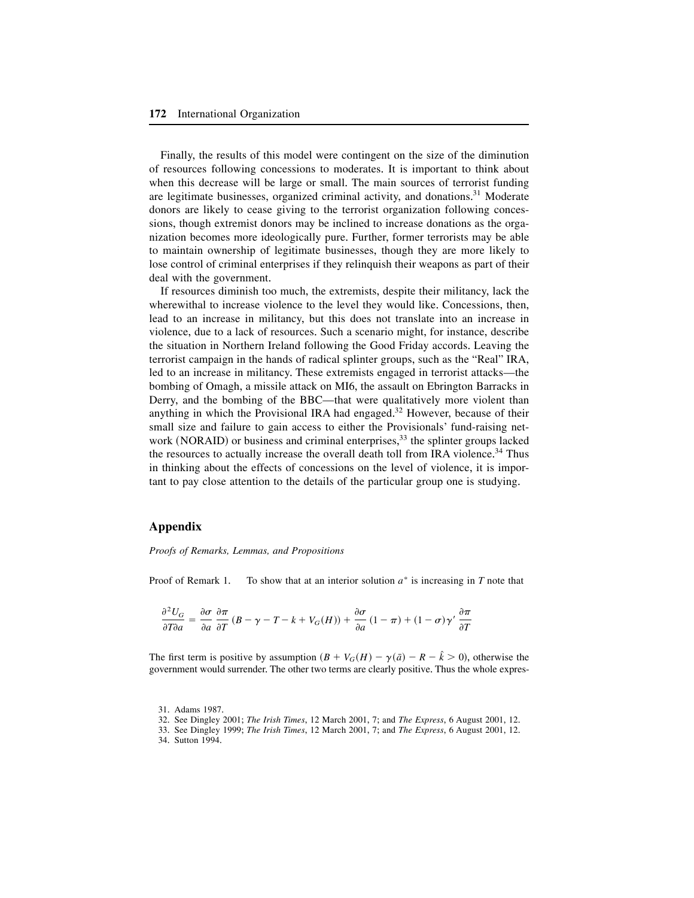Finally, the results of this model were contingent on the size of the diminution of resources following concessions to moderates. It is important to think about when this decrease will be large or small. The main sources of terrorist funding are legitimate businesses, organized criminal activity, and donations.[31] Moderate donors are likely to cease giving to the terrorist organization following concessions, though extremist donors may be inclined to increase donations as the organization becomes more ideologically pure. Further, former terrorists may be able to maintain ownership of legitimate businesses, though they are more likely to lose control of criminal enterprises if they relinquish their weapons as part of their deal with the government.

If resources diminish too much, the extremists, despite their militancy, lack the wherewithal to increase violence to the level they would like. Concessions, then, lead to an increase in militancy, but this does not translate into an increase in violence, due to a lack of resources. Such a scenario might, for instance, describe the situation in Northern Ireland following the Good Friday accords. Leaving the terrorist campaign in the hands of radical splinter groups, such as the "Real" IRA, led to an increase in militancy. These extremists engaged in terrorist attacks—the bombing of Omagh, a missile attack on MI6, the assault on Ebrington Barracks in Derry, and the bombing of the BBC—that were qualitatively more violent than anything in which the Provisional IRA had engaged.[32] However, because of their small size and failure to gain access to either the Provisionals' fund-raising network (NORAID) or business and criminal enterprises,[33] the splinter groups lacked the resources to actually increase the overall death toll from IRA violence.[34] Thus in thinking about the effects of concessions on the level of violence, it is important to pay close attention to the details of the particular group one is studying.

## Appendix

*Proofs of Remarks, Lemmas, and Propositions*

Proof of Remark 1. To show that at an interior solution $a^*$ is increasing in $T$ note that

$$\frac{\partial^2 U_G}{\partial T \partial a} = \frac{\partial \sigma}{\partial a}\frac{\partial \pi}{\partial T}(B - \gamma - T - k + V_G(H)) + \frac{\partial \sigma}{\partial a}(1-\pi) + (1-\sigma)\gamma' \frac{\partial \pi}{\partial T}$$

The first term is positive by assumption ($B + V_G(H) - \gamma(\bar{a}) - R - \hat{k} > 0$), otherwise the government would surrender. The other two terms are clearly positive. Thus the whole expres-

31. Adams 1987.

32. See Dingley 2001; *The Irish Times*, 12 March 2001, 7; and *The Express*, 6 August 2001, 12.

33. See Dingley 1999; *The Irish Times*, 12 March 2001, 7; and *The Express*, 6 August 2001, 12.

34. Sutton 1994.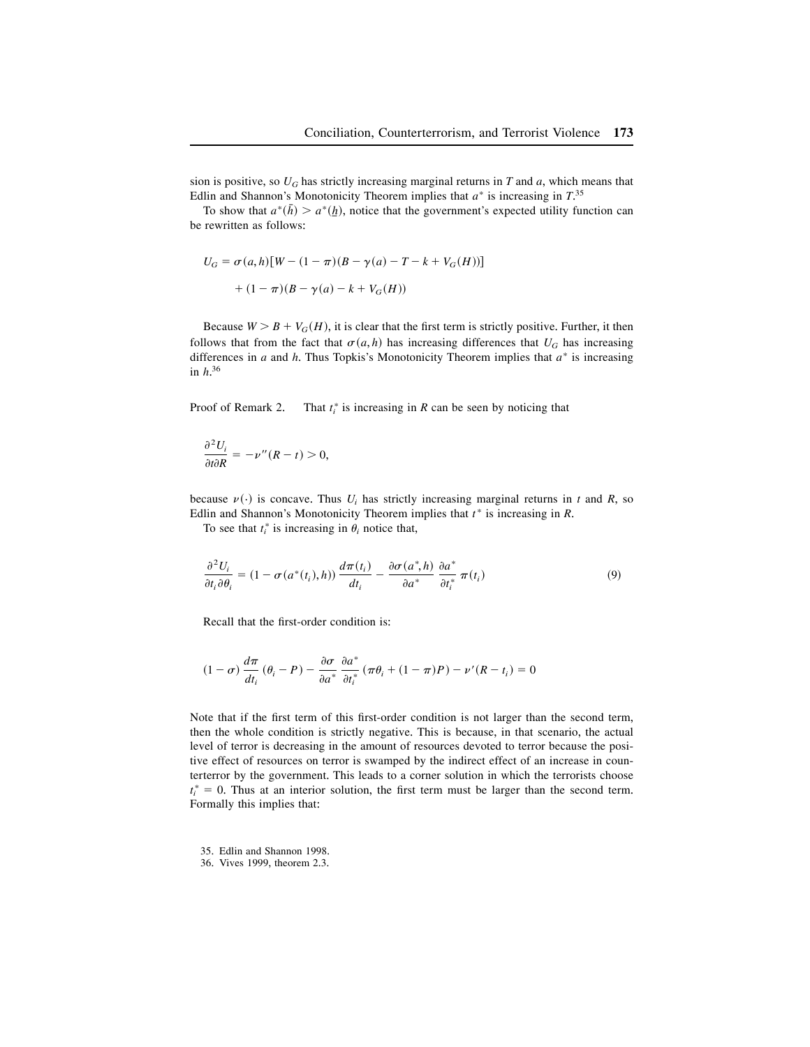sion is positive, so $U_G$ has strictly increasing marginal returns in $T$ and $a$, which means that Edlin and Shannon's Monotonicity Theorem implies that $a^*$ is increasing in $T$.[35]

To show that $a^*(\bar{h}) > a^*(\underline{h})$, notice that the government's expected utility function can be rewritten as follows:

$$U_G = \sigma(a,h)[W - (1-\pi)(B - \gamma(a) - T - k + V_G(H))]$$
$$+ (1-\pi)(B - \gamma(a) - k + V_G(H))$$

Because $W > B + V_G(H)$, it is clear that the first term is strictly positive. Further, it then follows that from the fact that $\sigma(a,h)$ has increasing differences that $U_G$ has increasing differences in $a$ and $h$. Thus Topkis's Monotonicity Theorem implies that $a^*$ is increasing in $h$.[36]

Proof of Remark 2. That $t_i^*$ is increasing in $R$ can be seen by noticing that

$$\frac{\partial^2 U_i}{\partial t \partial R} = -\nu''(R-t) > 0,$$

because $\nu(\cdot)$ is concave. Thus $U_i$ has strictly increasing marginal returns in $t$ and $R$, so Edlin and Shannon's Monotonicity Theorem implies that $t^*$ is increasing in $R$.

To see that $t_i^*$ is increasing in $\theta_i$ notice that,

$$\frac{\partial^2 U_i}{\partial t_i \partial \theta_i} = (1 - \sigma(a^*(t_i), h))\frac{d\pi(t_i)}{dt_i} - \frac{\partial \sigma(a^*, h)}{\partial a^*}\frac{\partial a^*}{\partial t_i^*}\pi(t_i) \tag{9}$$

Recall that the first-order condition is:

$$(1-\sigma)\frac{d\pi}{dt_i}(\theta_i - P) - \frac{\partial \sigma}{\partial a^*}\frac{\partial a^*}{\partial t_i^*}(\pi\theta_i + (1-\pi)P) - \nu'(R - t_i) = 0$$

Note that if the first term of this first-order condition is not larger than the second term, then the whole condition is strictly negative. This is because, in that scenario, the actual level of terror is decreasing in the amount of resources devoted to terror because the positive effect of resources on terror is swamped by the indirect effect of an increase in counterterror by the government. This leads to a corner solution in which the terrorists choose $t_i^* = 0$. Thus at an interior solution, the first term must be larger than the second term. Formally this implies that:

35. Edlin and Shannon 1998.

36. Vives 1999, theorem 2.3.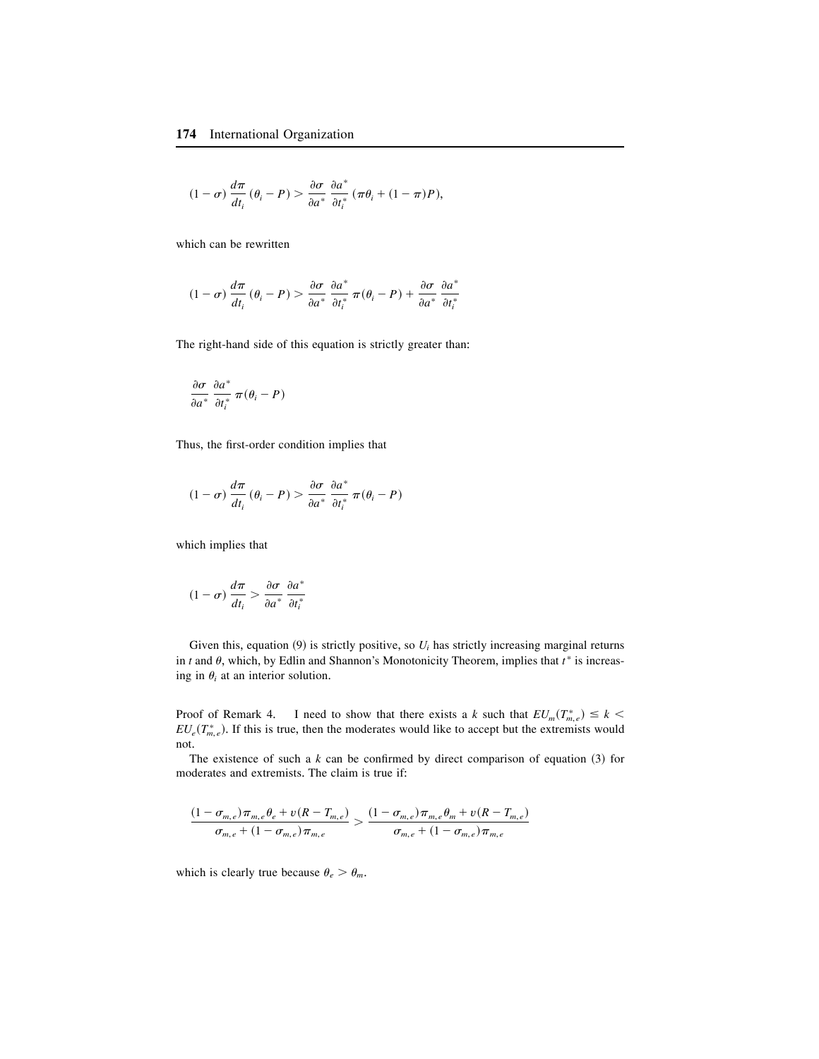$$(1-\sigma)\,\frac{d\pi}{dt_i}\,(\theta_i - P) > \frac{\partial \sigma}{\partial a^*}\,\frac{\partial a^*}{\partial t_i^*}\,(\pi\theta_i + (1-\pi)P),$$

which can be rewritten

$$(1-\sigma)\,\frac{d\pi}{dt_i}\,(\theta_i - P) > \frac{\partial \sigma}{\partial a^*}\,\frac{\partial a^*}{\partial t_i^*}\,\pi(\theta_i - P) + \frac{\partial \sigma}{\partial a^*}\,\frac{\partial a^*}{\partial t_i^*}$$

The right-hand side of this equation is strictly greater than:

$$\frac{\partial \sigma}{\partial a^*}\,\frac{\partial a^*}{\partial t_i^*}\,\pi(\theta_i - P)$$

Thus, the first-order condition implies that

$$(1-\sigma)\,\frac{d\pi}{dt_i}\,(\theta_i - P) > \frac{\partial \sigma}{\partial a^*}\,\frac{\partial a^*}{\partial t_i^*}\,\pi(\theta_i - P)$$

which implies that

$$(1-\sigma)\,\frac{d\pi}{dt_i} > \frac{\partial \sigma}{\partial a^*}\,\frac{\partial a^*}{\partial t_i^*}$$

Given this, equation (9) is strictly positive, so $U_i$ has strictly increasing marginal returns in $t$ and $\theta$, which, by Edlin and Shannon's Monotonicity Theorem, implies that $t^*$ is increasing in $\theta_i$ at an interior solution.

Proof of Remark 4. I need to show that there exists a $k$ such that $EU_m(T^*_{m,e}) \leq k < EU_e(T^*_{m,e})$. If this is true, then the moderates would like to accept but the extremists would not.

The existence of such a $k$ can be confirmed by direct comparison of equation (3) for moderates and extremists. The claim is true if:

$$\frac{(1-\sigma_{m,e})\pi_{m,e}\theta_e + v(R - T_{m,e})}{\sigma_{m,e} + (1-\sigma_{m,e})\pi_{m,e}} > \frac{(1-\sigma_{m,e})\pi_{m,e}\theta_m + v(R - T_{m,e})}{\sigma_{m,e} + (1-\sigma_{m,e})\pi_{m,e}}$$

which is clearly true because $\theta_e > \theta_m$.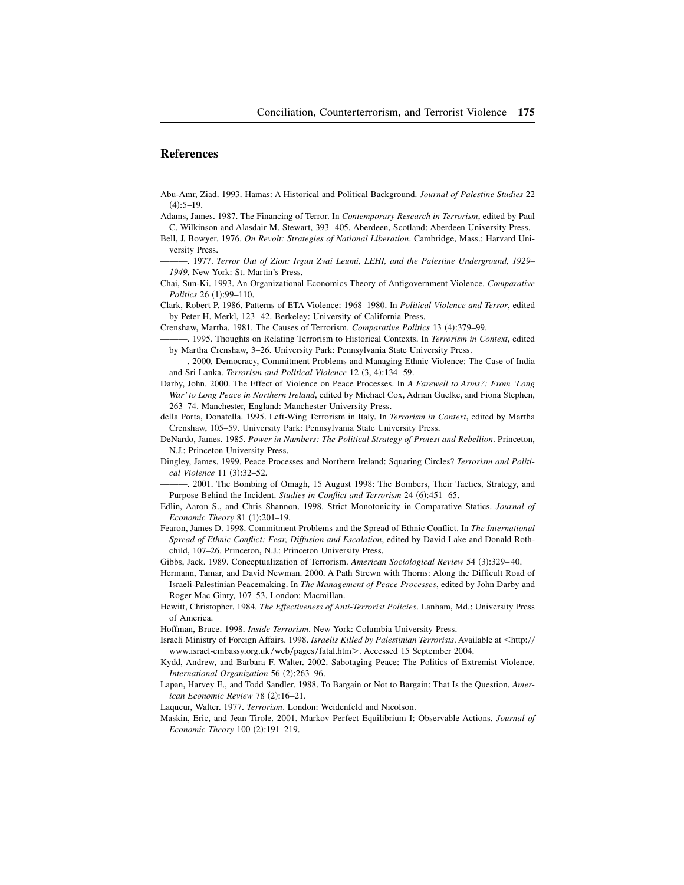## References

Abu-Amr, Ziad. 1993. Hamas: A Historical and Political Background. *Journal of Palestine Studies* 22 (4):5–19.

Adams, James. 1987. The Financing of Terror. In *Contemporary Research in Terrorism*, edited by Paul C. Wilkinson and Alasdair M. Stewart, 393–405. Aberdeen, Scotland: Aberdeen University Press.

Bell, J. Bowyer. 1976. *On Revolt: Strategies of National Liberation*. Cambridge, Mass.: Harvard University Press.

———. 1977. *Terror Out of Zion: Irgun Zvai Leumi, LEHI, and the Palestine Underground, 1929–1949*. New York: St. Martin's Press.

Chai, Sun-Ki. 1993. An Organizational Economics Theory of Antigovernment Violence. *Comparative Politics* 26 (1):99–110.

Clark, Robert P. 1986. Patterns of ETA Violence: 1968–1980. In *Political Violence and Terror*, edited by Peter H. Merkl, 123–42. Berkeley: University of California Press.

Crenshaw, Martha. 1981. The Causes of Terrorism. *Comparative Politics* 13 (4):379–99.

———. 1995. Thoughts on Relating Terrorism to Historical Contexts. In *Terrorism in Context*, edited by Martha Crenshaw, 3–26. University Park: Pennsylvania State University Press.

———. 2000. Democracy, Commitment Problems and Managing Ethnic Violence: The Case of India and Sri Lanka. *Terrorism and Political Violence* 12 (3, 4):134–59.

Darby, John. 2000. The Effect of Violence on Peace Processes. In *A Farewell to Arms?: From 'Long War' to Long Peace in Northern Ireland*, edited by Michael Cox, Adrian Guelke, and Fiona Stephen, 263–74. Manchester, England: Manchester University Press.

della Porta, Donatella. 1995. Left-Wing Terrorism in Italy. In *Terrorism in Context*, edited by Martha Crenshaw, 105–59. University Park: Pennsylvania State University Press.

DeNardo, James. 1985. *Power in Numbers: The Political Strategy of Protest and Rebellion*. Princeton, N.J.: Princeton University Press.

Dingley, James. 1999. Peace Processes and Northern Ireland: Squaring Circles? *Terrorism and Political Violence* 11 (3):32–52.

———. 2001. The Bombing of Omagh, 15 August 1998: The Bombers, Their Tactics, Strategy, and Purpose Behind the Incident. *Studies in Conflict and Terrorism* 24 (6):451–65.

Edlin, Aaron S., and Chris Shannon. 1998. Strict Monotonicity in Comparative Statics. *Journal of Economic Theory* 81 (1):201–19.

Fearon, James D. 1998. Commitment Problems and the Spread of Ethnic Conflict. In *The International Spread of Ethnic Conflict: Fear, Diffusion and Escalation*, edited by David Lake and Donald Rothchild, 107–26. Princeton, N.J.: Princeton University Press.

Gibbs, Jack. 1989. Conceptualization of Terrorism. *American Sociological Review* 54 (3):329–40.

Hermann, Tamar, and David Newman. 2000. A Path Strewn with Thorns: Along the Difficult Road of Israeli-Palestinian Peacemaking. In *The Management of Peace Processes*, edited by John Darby and Roger Mac Ginty, 107–53. London: Macmillan.

Hewitt, Christopher. 1984. *The Effectiveness of Anti-Terrorist Policies*. Lanham, Md.: University Press of America.

Hoffman, Bruce. 1998. *Inside Terrorism*. New York: Columbia University Press.

Israeli Ministry of Foreign Affairs. 1998. *Israelis Killed by Palestinian Terrorists*. Available at <http://www.israel-embassy.org.uk/web/pages/fatal.htm>. Accessed 15 September 2004.

Kydd, Andrew, and Barbara F. Walter. 2002. Sabotaging Peace: The Politics of Extremist Violence. *International Organization* 56 (2):263–96.

Lapan, Harvey E., and Todd Sandler. 1988. To Bargain or Not to Bargain: That Is the Question. *American Economic Review* 78 (2):16–21.

Laqueur, Walter. 1977. *Terrorism*. London: Weidenfeld and Nicolson.

Maskin, Eric, and Jean Tirole. 2001. Markov Perfect Equilibrium I: Observable Actions. *Journal of Economic Theory* 100 (2):191–219.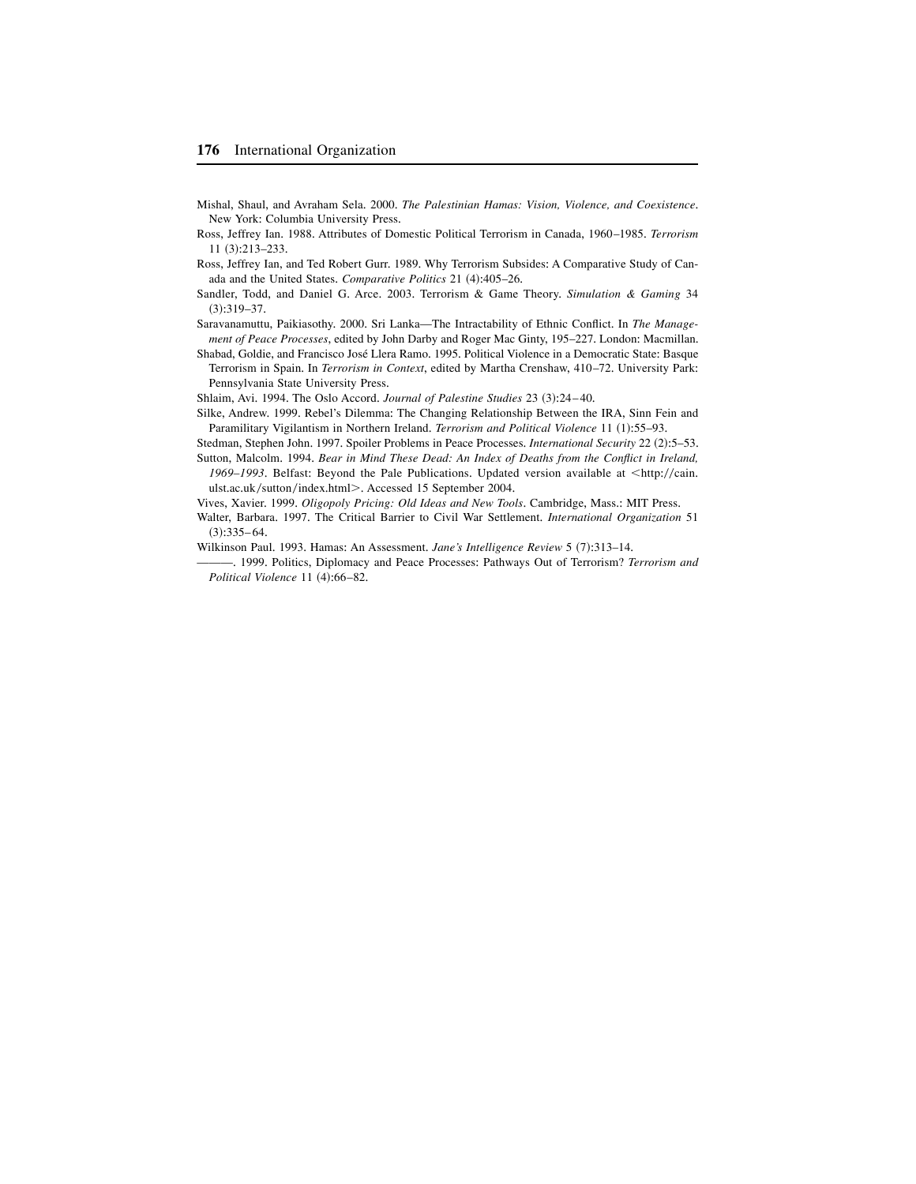Mishal, Shaul, and Avraham Sela. 2000. *The Palestinian Hamas: Vision, Violence, and Coexistence*. New York: Columbia University Press.

Ross, Jeffrey Ian. 1988. Attributes of Domestic Political Terrorism in Canada, 1960–1985. *Terrorism* 11 (3):213–233.

Ross, Jeffrey Ian, and Ted Robert Gurr. 1989. Why Terrorism Subsides: A Comparative Study of Canada and the United States. *Comparative Politics* 21 (4):405–26.

Sandler, Todd, and Daniel G. Arce. 2003. Terrorism & Game Theory. *Simulation & Gaming* 34 (3):319–37.

Saravanamuttu, Paikiasothy. 2000. Sri Lanka—The Intractability of Ethnic Conflict. In *The Management of Peace Processes*, edited by John Darby and Roger Mac Ginty, 195–227. London: Macmillan.

Shabad, Goldie, and Francisco José Llera Ramo. 1995. Political Violence in a Democratic State: Basque Terrorism in Spain. In *Terrorism in Context*, edited by Martha Crenshaw, 410–72. University Park: Pennsylvania State University Press.

Shlaim, Avi. 1994. The Oslo Accord. *Journal of Palestine Studies* 23 (3):24–40.

Silke, Andrew. 1999. Rebel's Dilemma: The Changing Relationship Between the IRA, Sinn Fein and Paramilitary Vigilantism in Northern Ireland. *Terrorism and Political Violence* 11 (1):55–93.

Stedman, Stephen John. 1997. Spoiler Problems in Peace Processes. *International Security* 22 (2):5–53.

Sutton, Malcolm. 1994. *Bear in Mind These Dead: An Index of Deaths from the Conflict in Ireland, 1969–1993*. Belfast: Beyond the Pale Publications. Updated version available at <http://cain.ulst.ac.uk/sutton/index.html>. Accessed 15 September 2004.

Vives, Xavier. 1999. *Oligopoly Pricing: Old Ideas and New Tools*. Cambridge, Mass.: MIT Press.

Walter, Barbara. 1997. The Critical Barrier to Civil War Settlement. *International Organization* 51 (3):335–64.

Wilkinson Paul. 1993. Hamas: An Assessment. *Jane's Intelligence Review* 5 (7):313–14.

———. 1999. Politics, Diplomacy and Peace Processes: Pathways Out of Terrorism? *Terrorism and Political Violence* 11 (4):66–82.